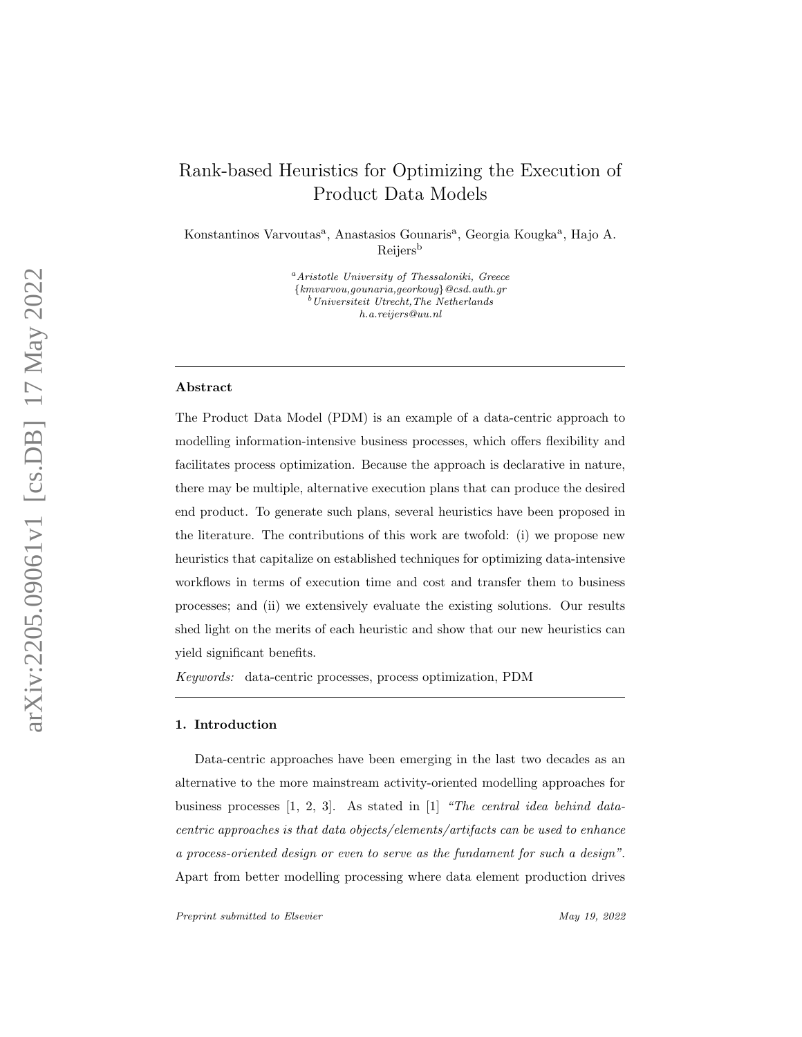# Rank-based Heuristics for Optimizing the Execution of Product Data Models

Konstantinos Varvoutas[a], Anastasios Gounaris[a], Georgia Kougka[a], Hajo A. Reijers[b]

[a] *Aristotle University of Thessaloniki, Greece*
*{kmvarvou,gounaria,georkoug}@csd.auth.gr*
[b] *Universiteit Utrecht,The Netherlands*
*h.a.reijers@uu.nl*

---

## Abstract

The Product Data Model (PDM) is an example of a data-centric approach to modelling information-intensive business processes, which offers flexibility and facilitates process optimization. Because the approach is declarative in nature, there may be multiple, alternative execution plans that can produce the desired end product. To generate such plans, several heuristics have been proposed in the literature. The contributions of this work are twofold: (i) we propose new heuristics that capitalize on established techniques for optimizing data-intensive workflows in terms of execution time and cost and transfer them to business processes; and (ii) we extensively evaluate the existing solutions. Our results shed light on the merits of each heuristic and show that our new heuristics can yield significant benefits.

*Keywords:* data-centric processes, process optimization, PDM

---

## 1. Introduction

Data-centric approaches have been emerging in the last two decades as an alternative to the more mainstream activity-oriented modelling approaches for business processes [1, 2, 3]. As stated in [1] *"The central idea behind data-centric approaches is that data objects/elements/artifacts can be used to enhance a process-oriented design or even to serve as the fundament for such a design"*. Apart from better modelling processing where data element production drives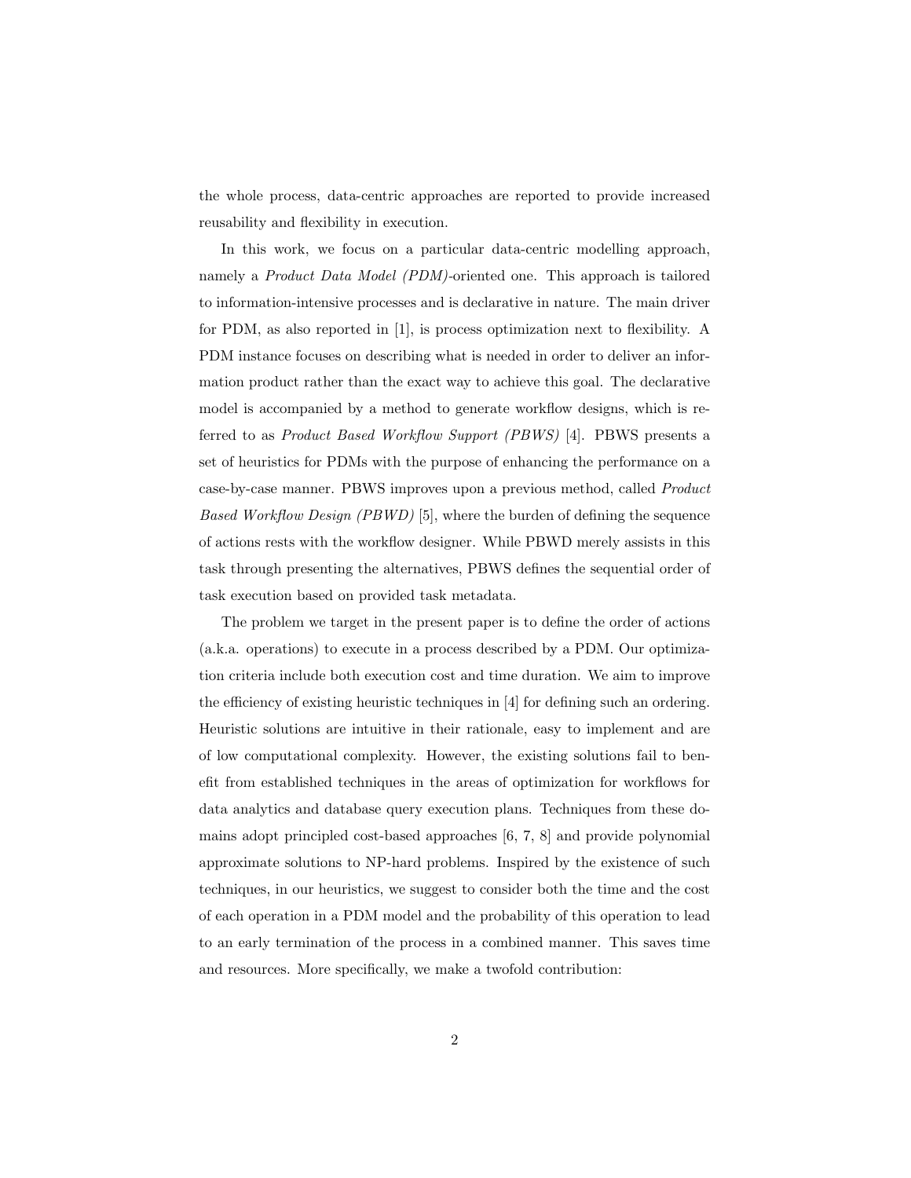the whole process, data-centric approaches are reported to provide increased reusability and flexibility in execution.

In this work, we focus on a particular data-centric modelling approach, namely a *Product Data Model (PDM)*-oriented one. This approach is tailored to information-intensive processes and is declarative in nature. The main driver for PDM, as also reported in [1], is process optimization next to flexibility. A PDM instance focuses on describing what is needed in order to deliver an information product rather than the exact way to achieve this goal. The declarative model is accompanied by a method to generate workflow designs, which is referred to as *Product Based Workflow Support (PBWS)* [4]. PBWS presents a set of heuristics for PDMs with the purpose of enhancing the performance on a case-by-case manner. PBWS improves upon a previous method, called *Product Based Workflow Design (PBWD)* [5], where the burden of defining the sequence of actions rests with the workflow designer. While PBWD merely assists in this task through presenting the alternatives, PBWS defines the sequential order of task execution based on provided task metadata.

The problem we target in the present paper is to define the order of actions (a.k.a. operations) to execute in a process described by a PDM. Our optimization criteria include both execution cost and time duration. We aim to improve the efficiency of existing heuristic techniques in [4] for defining such an ordering. Heuristic solutions are intuitive in their rationale, easy to implement and are of low computational complexity. However, the existing solutions fail to benefit from established techniques in the areas of optimization for workflows for data analytics and database query execution plans. Techniques from these domains adopt principled cost-based approaches [6, 7, 8] and provide polynomial approximate solutions to NP-hard problems. Inspired by the existence of such techniques, in our heuristics, we suggest to consider both the time and the cost of each operation in a PDM model and the probability of this operation to lead to an early termination of the process in a combined manner. This saves time and resources. More specifically, we make a twofold contribution: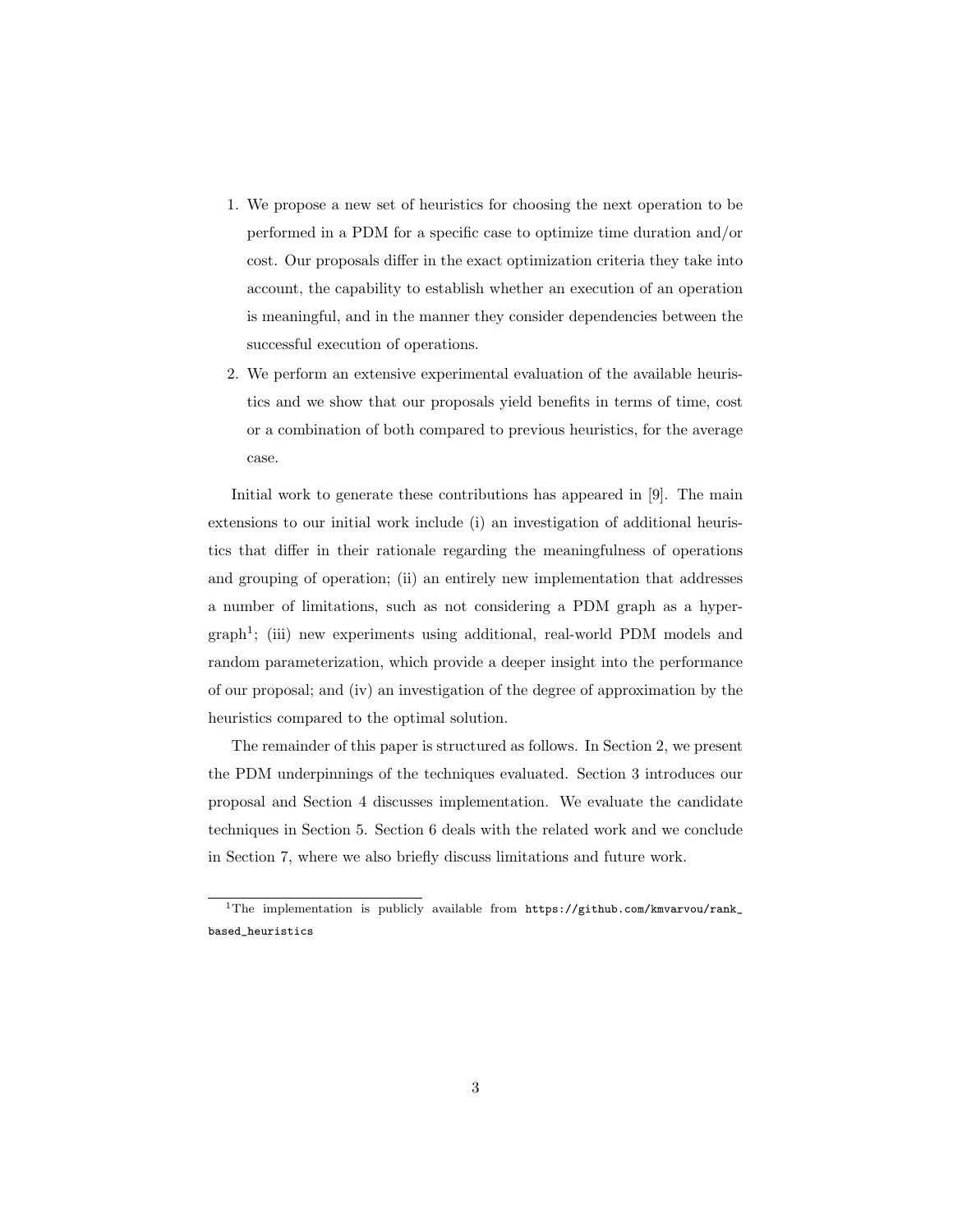1. We propose a new set of heuristics for choosing the next operation to be performed in a PDM for a specific case to optimize time duration and/or cost. Our proposals differ in the exact optimization criteria they take into account, the capability to establish whether an execution of an operation is meaningful, and in the manner they consider dependencies between the successful execution of operations.
2. We perform an extensive experimental evaluation of the available heuristics and we show that our proposals yield benefits in terms of time, cost or a combination of both compared to previous heuristics, for the average case.

Initial work to generate these contributions has appeared in [9]. The main extensions to our initial work include (i) an investigation of additional heuristics that differ in their rationale regarding the meaningfulness of operations and grouping of operation; (ii) an entirely new implementation that addresses a number of limitations, such as not considering a PDM graph as a hypergraph[1]; (iii) new experiments using additional, real-world PDM models and random parameterization, which provide a deeper insight into the performance of our proposal; and (iv) an investigation of the degree of approximation by the heuristics compared to the optimal solution.

The remainder of this paper is structured as follows. In Section 2, we present the PDM underpinnings of the techniques evaluated. Section 3 introduces our proposal and Section 4 discusses implementation. We evaluate the candidate techniques in Section 5. Section 6 deals with the related work and we conclude in Section 7, where we also briefly discuss limitations and future work.

[1] The implementation is publicly available from `https://github.com/kmvarvou/rank_based_heuristics`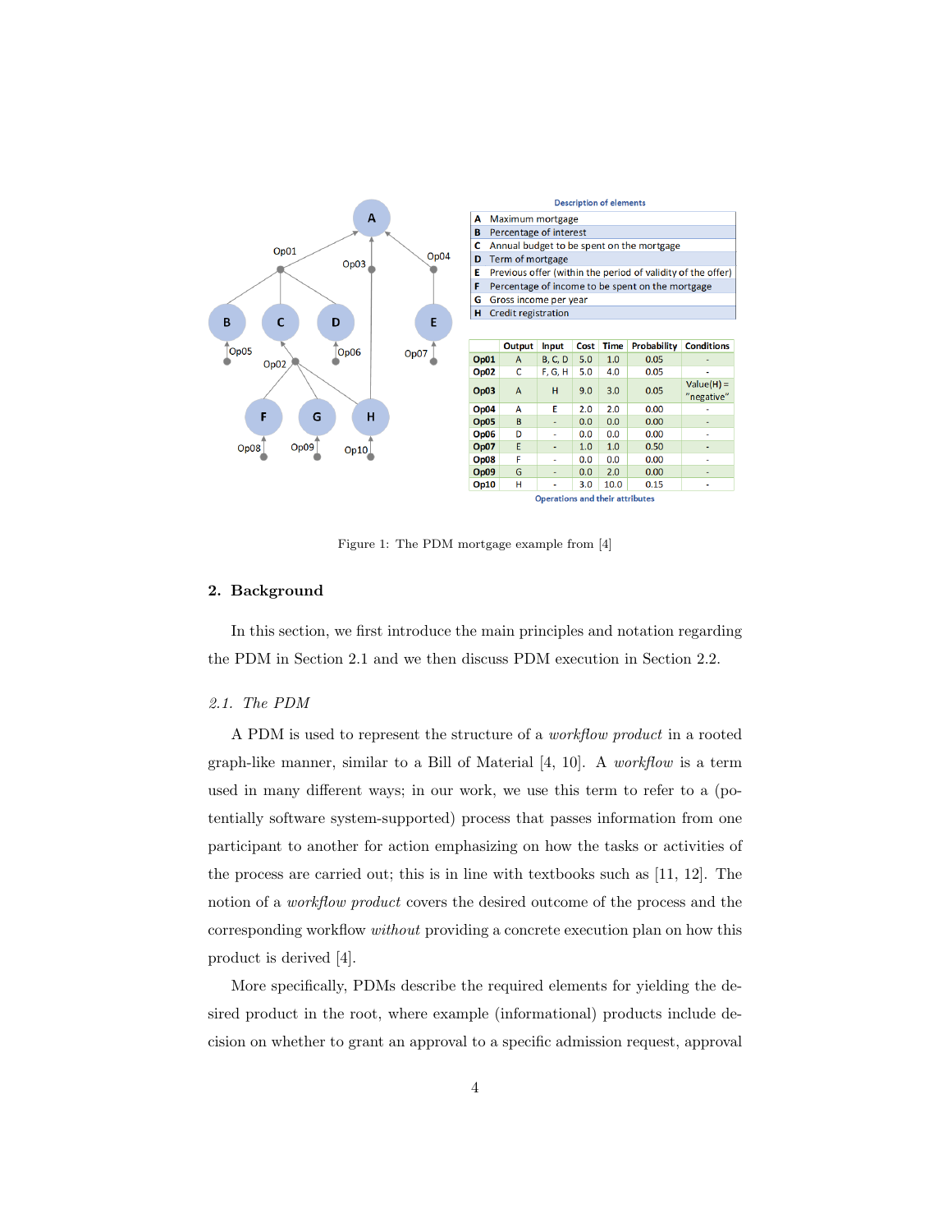| | Description of elements |
|---|---|
| A | Maximum mortgage |
| B | Percentage of interest |
| C | Annual budget to be spent on the mortgage |
| D | Term of mortgage |
| E | Previous offer (within the period of validity of the offer) |
| F | Percentage of income to be spent on the mortgage |
| G | Gross income per year |
| H | Credit registration |

| | Output | Input | Cost | Time | Probability | Conditions |
|---|---|---|---|---|---|---|
| Op01 | A | B, C, D | 5.0 | 1.0 | 0.05 | - |
| Op02 | C | F, G, H | 5.0 | 4.0 | 0.05 | - |
| Op03 | A | H | 9.0 | 3.0 | 0.05 | Value(H) = "negative" |
| Op04 | A | E | 2.0 | 2.0 | 0.00 | - |
| Op05 | B | - | 0.0 | 0.0 | 0.00 | - |
| Op06 | D | - | 0.0 | 0.0 | 0.00 | - |
| Op07 | E | - | 1.0 | 1.0 | 0.50 | - |
| Op08 | F | - | 0.0 | 0.0 | 0.00 | - |
| Op09 | G | - | 0.0 | 2.0 | 0.00 | - |
| Op10 | H | - | 3.0 | 10.0 | 0.15 | - |

Operations and their attributes

Figure 1: The PDM mortgage example from [4]

## 2. Background

In this section, we first introduce the main principles and notation regarding the PDM in Section 2.1 and we then discuss PDM execution in Section 2.2.

### 2.1. The PDM

A PDM is used to represent the structure of a *workflow product* in a rooted graph-like manner, similar to a Bill of Material [4, 10]. A *workflow* is a term used in many different ways; in our work, we use this term to refer to a (potentially software system-supported) process that passes information from one participant to another for action emphasizing on how the tasks or activities of the process are carried out; this is in line with textbooks such as [11, 12]. The notion of a *workflow product* covers the desired outcome of the process and the corresponding workflow *without* providing a concrete execution plan on how this product is derived [4].

More specifically, PDMs describe the required elements for yielding the desired product in the root, where example (informational) products include decision on whether to grant an approval to a specific admission request, approval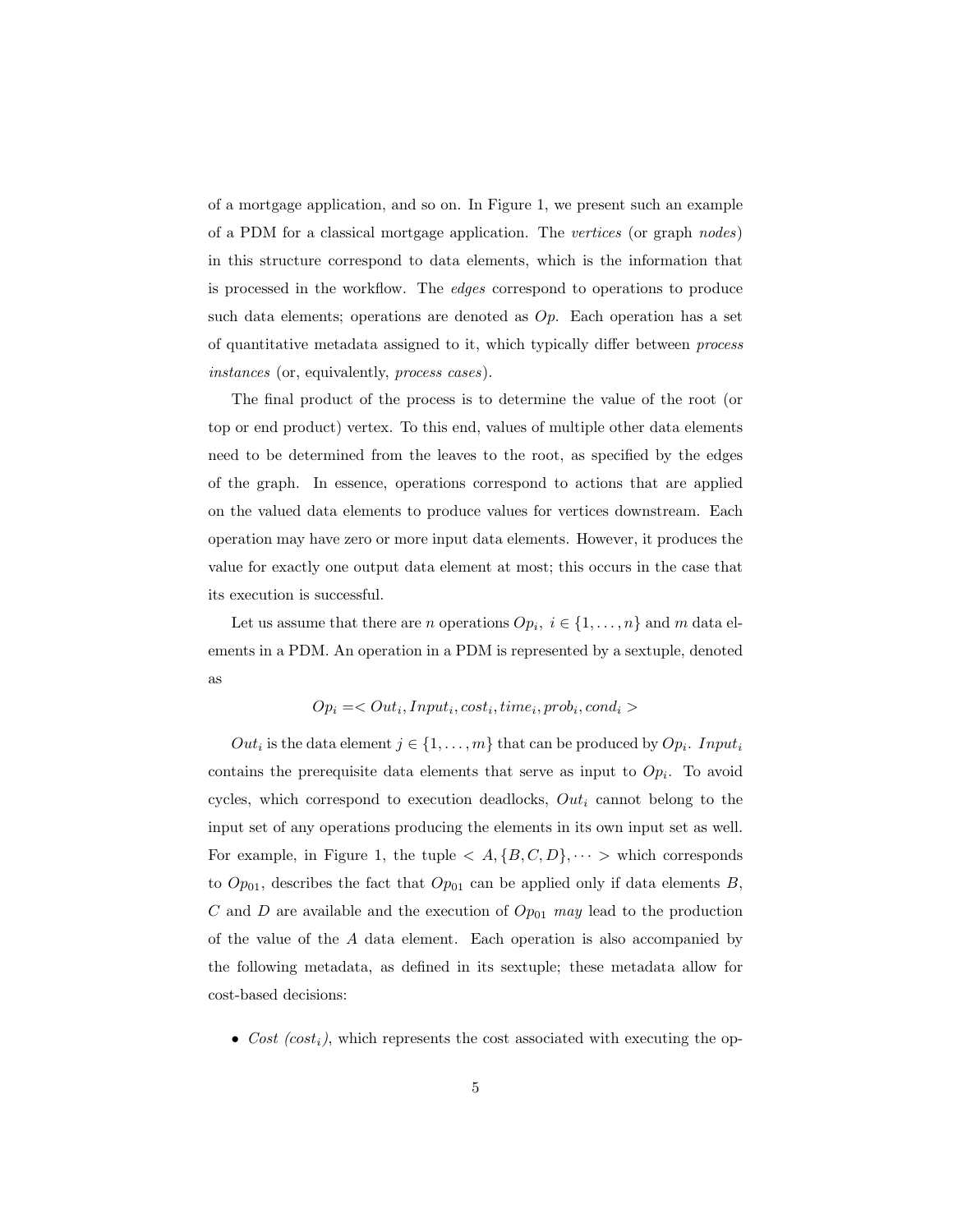of a mortgage application, and so on. In Figure 1, we present such an example of a PDM for a classical mortgage application. The *vertices* (or graph *nodes*) in this structure correspond to data elements, which is the information that is processed in the workflow. The *edges* correspond to operations to produce such data elements; operations are denoted as $Op$. Each operation has a set of quantitative metadata assigned to it, which typically differ between *process instances* (or, equivalently, *process cases*).

The final product of the process is to determine the value of the root (or top or end product) vertex. To this end, values of multiple other data elements need to be determined from the leaves to the root, as specified by the edges of the graph. In essence, operations correspond to actions that are applied on the valued data elements to produce values for vertices downstream. Each operation may have zero or more input data elements. However, it produces the value for exactly one output data element at most; this occurs in the case that its execution is successful.

Let us assume that there are $n$ operations $Op_i,\ i \in \{1, \ldots, n\}$ and $m$ data elements in a PDM. An operation in a PDM is represented by a sextuple, denoted as

$$Op_i = < Out_i, Input_i, cost_i, time_i, prob_i, cond_i >$$

$Out_i$ is the data element $j \in \{1, \ldots, m\}$ that can be produced by $Op_i$. $Input_i$ contains the prerequisite data elements that serve as input to $Op_i$. To avoid cycles, which correspond to execution deadlocks, $Out_i$ cannot belong to the input set of any operations producing the elements in its own input set as well. For example, in Figure 1, the tuple $< A, \{B, C, D\}, \cdots >$ which corresponds to $Op_{01}$, describes the fact that $Op_{01}$ can be applied only if data elements $B$, $C$ and $D$ are available and the execution of $Op_{01}$ *may* lead to the production of the value of the $A$ data element. Each operation is also accompanied by the following metadata, as defined in its sextuple; these metadata allow for cost-based decisions:

- *Cost ($cost_i$)*, which represents the cost associated with executing the op-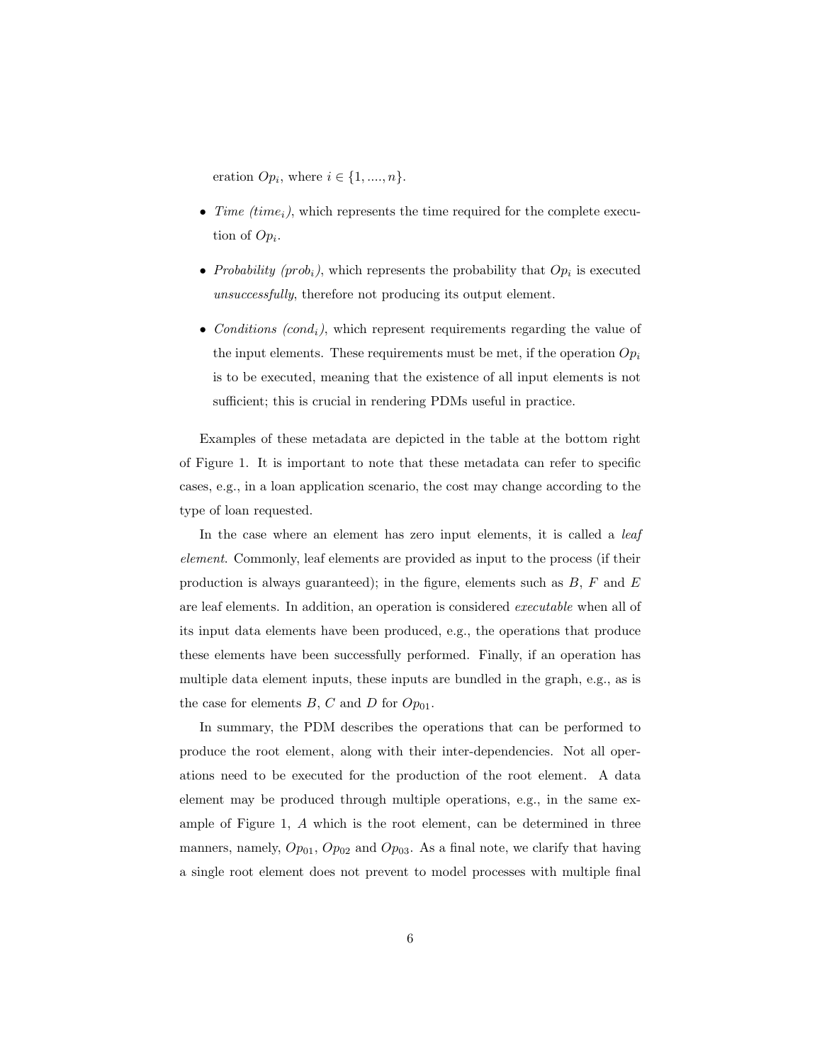eration $Op_i$, where $i \in \{1, ...., n\}$.

- *Time ($time_i$)*, which represents the time required for the complete execution of $Op_i$.
- *Probability ($prob_i$)*, which represents the probability that $Op_i$ is executed *unsuccessfully*, therefore not producing its output element.
- *Conditions ($cond_i$)*, which represent requirements regarding the value of the input elements. These requirements must be met, if the operation $Op_i$ is to be executed, meaning that the existence of all input elements is not sufficient; this is crucial in rendering PDMs useful in practice.

Examples of these metadata are depicted in the table at the bottom right of Figure 1. It is important to note that these metadata can refer to specific cases, e.g., in a loan application scenario, the cost may change according to the type of loan requested.

In the case where an element has zero input elements, it is called a *leaf element*. Commonly, leaf elements are provided as input to the process (if their production is always guaranteed); in the figure, elements such as $B$, $F$ and $E$ are leaf elements. In addition, an operation is considered *executable* when all of its input data elements have been produced, e.g., the operations that produce these elements have been successfully performed. Finally, if an operation has multiple data element inputs, these inputs are bundled in the graph, e.g., as is the case for elements $B$, $C$ and $D$ for $Op_{01}$.

In summary, the PDM describes the operations that can be performed to produce the root element, along with their inter-dependencies. Not all operations need to be executed for the production of the root element. A data element may be produced through multiple operations, e.g., in the same example of Figure 1, $A$ which is the root element, can be determined in three manners, namely, $Op_{01}$, $Op_{02}$ and $Op_{03}$. As a final note, we clarify that having a single root element does not prevent to model processes with multiple final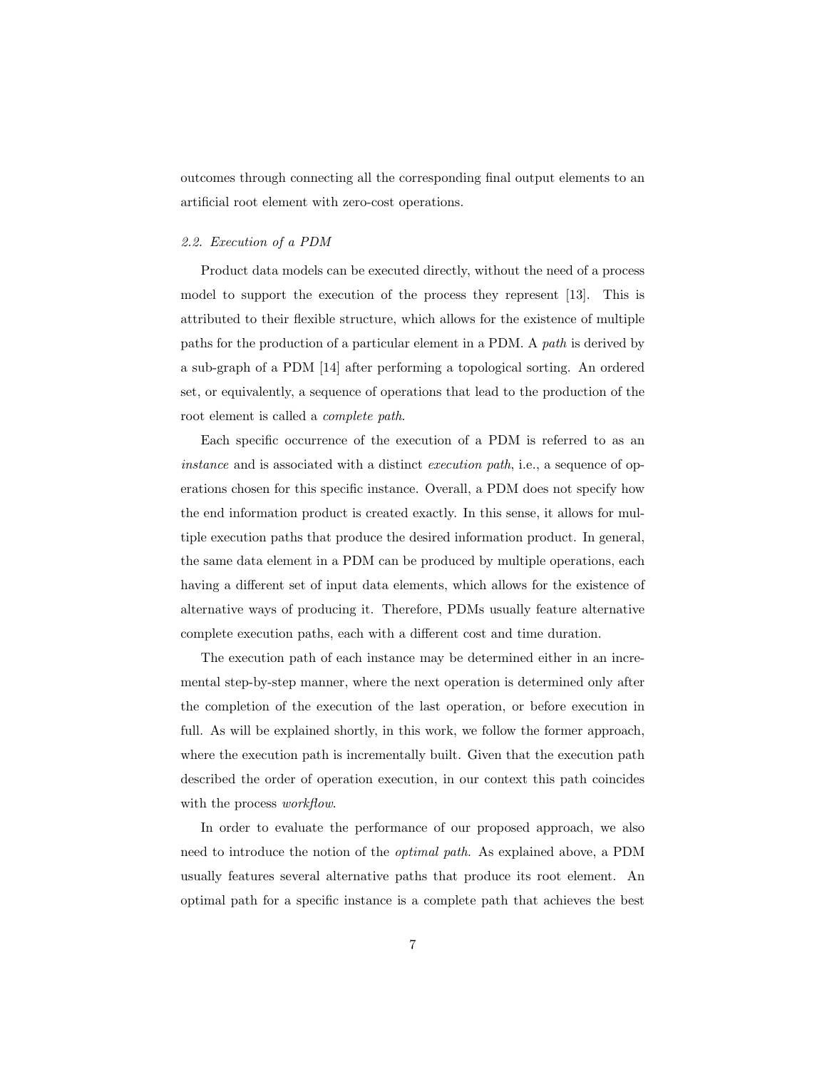outcomes through connecting all the corresponding final output elements to an artificial root element with zero-cost operations.

### *2.2. Execution of a PDM*

Product data models can be executed directly, without the need of a process model to support the execution of the process they represent [13]. This is attributed to their flexible structure, which allows for the existence of multiple paths for the production of a particular element in a PDM. A *path* is derived by a sub-graph of a PDM [14] after performing a topological sorting. An ordered set, or equivalently, a sequence of operations that lead to the production of the root element is called a *complete path*.

Each specific occurrence of the execution of a PDM is referred to as an *instance* and is associated with a distinct *execution path*, i.e., a sequence of operations chosen for this specific instance. Overall, a PDM does not specify how the end information product is created exactly. In this sense, it allows for multiple execution paths that produce the desired information product. In general, the same data element in a PDM can be produced by multiple operations, each having a different set of input data elements, which allows for the existence of alternative ways of producing it. Therefore, PDMs usually feature alternative complete execution paths, each with a different cost and time duration.

The execution path of each instance may be determined either in an incremental step-by-step manner, where the next operation is determined only after the completion of the execution of the last operation, or before execution in full. As will be explained shortly, in this work, we follow the former approach, where the execution path is incrementally built. Given that the execution path described the order of operation execution, in our context this path coincides with the process *workflow*.

In order to evaluate the performance of our proposed approach, we also need to introduce the notion of the *optimal path*. As explained above, a PDM usually features several alternative paths that produce its root element. An optimal path for a specific instance is a complete path that achieves the best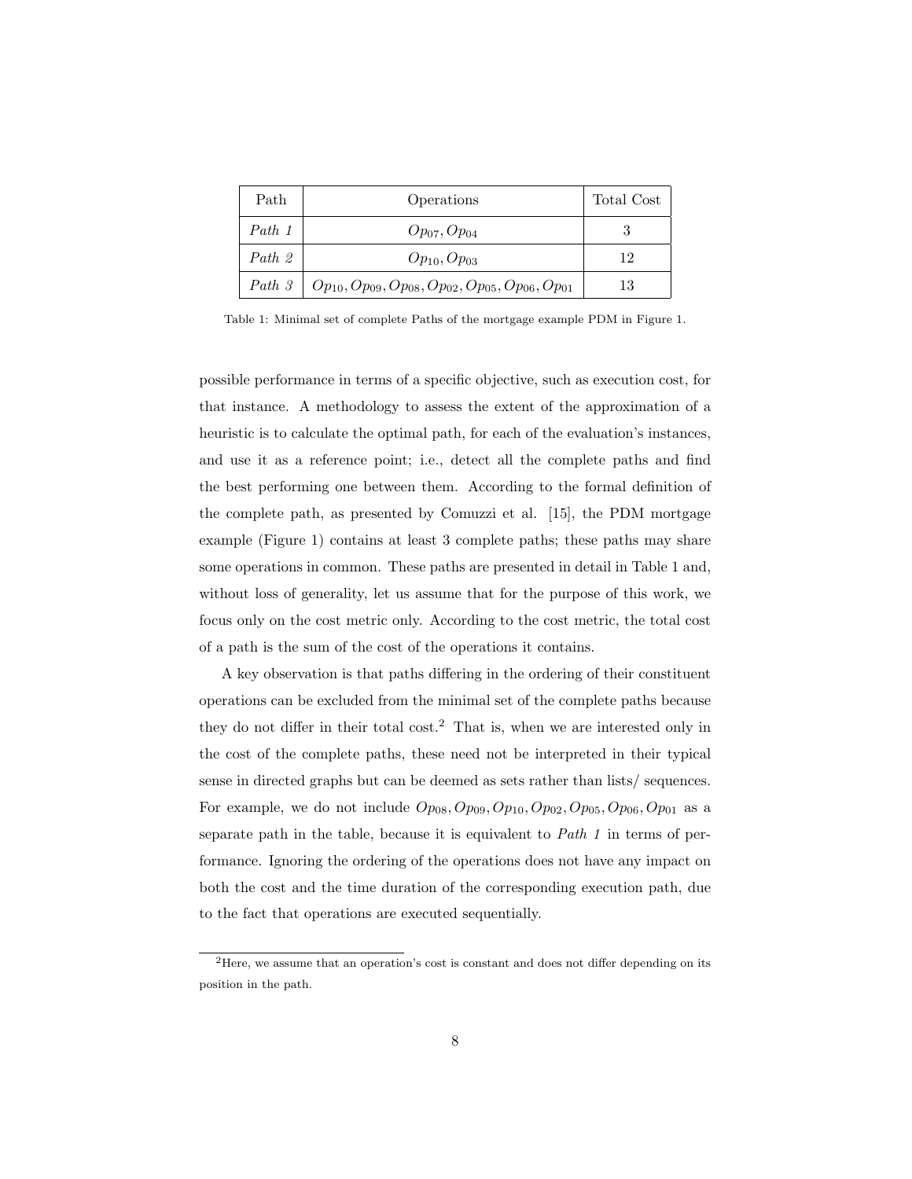| Path | Operations | Total Cost |
|---|---|---|
| *Path 1* | $Op_{07}, Op_{04}$ | 3 |
| *Path 2* | $Op_{10}, Op_{03}$ | 12 |
| *Path 3* | $Op_{10}, Op_{09}, Op_{08}, Op_{02}, Op_{05}, Op_{06}, Op_{01}$ | 13 |

Table 1: Minimal set of complete Paths of the mortgage example PDM in Figure 1.

possible performance in terms of a specific objective, such as execution cost, for that instance. A methodology to assess the extent of the approximation of a heuristic is to calculate the optimal path, for each of the evaluation's instances, and use it as a reference point; i.e., detect all the complete paths and find the best performing one between them. According to the formal definition of the complete path, as presented by Comuzzi et al. [15], the PDM mortgage example (Figure 1) contains at least 3 complete paths; these paths may share some operations in common. These paths are presented in detail in Table 1 and, without loss of generality, let us assume that for the purpose of this work, we focus only on the cost metric only. According to the cost metric, the total cost of a path is the sum of the cost of the operations it contains.

A key observation is that paths differing in the ordering of their constituent operations can be excluded from the minimal set of the complete paths because they do not differ in their total cost.[2] That is, when we are interested only in the cost of the complete paths, these need not be interpreted in their typical sense in directed graphs but can be deemed as sets rather than lists/ sequences. For example, we do not include $Op_{08}, Op_{09}, Op_{10}, Op_{02}, Op_{05}, Op_{06}, Op_{01}$ as a separate path in the table, because it is equivalent to *Path 1* in terms of performance. Ignoring the ordering of the operations does not have any impact on both the cost and the time duration of the corresponding execution path, due to the fact that operations are executed sequentially.

[2] Here, we assume that an operation's cost is constant and does not differ depending on its position in the path.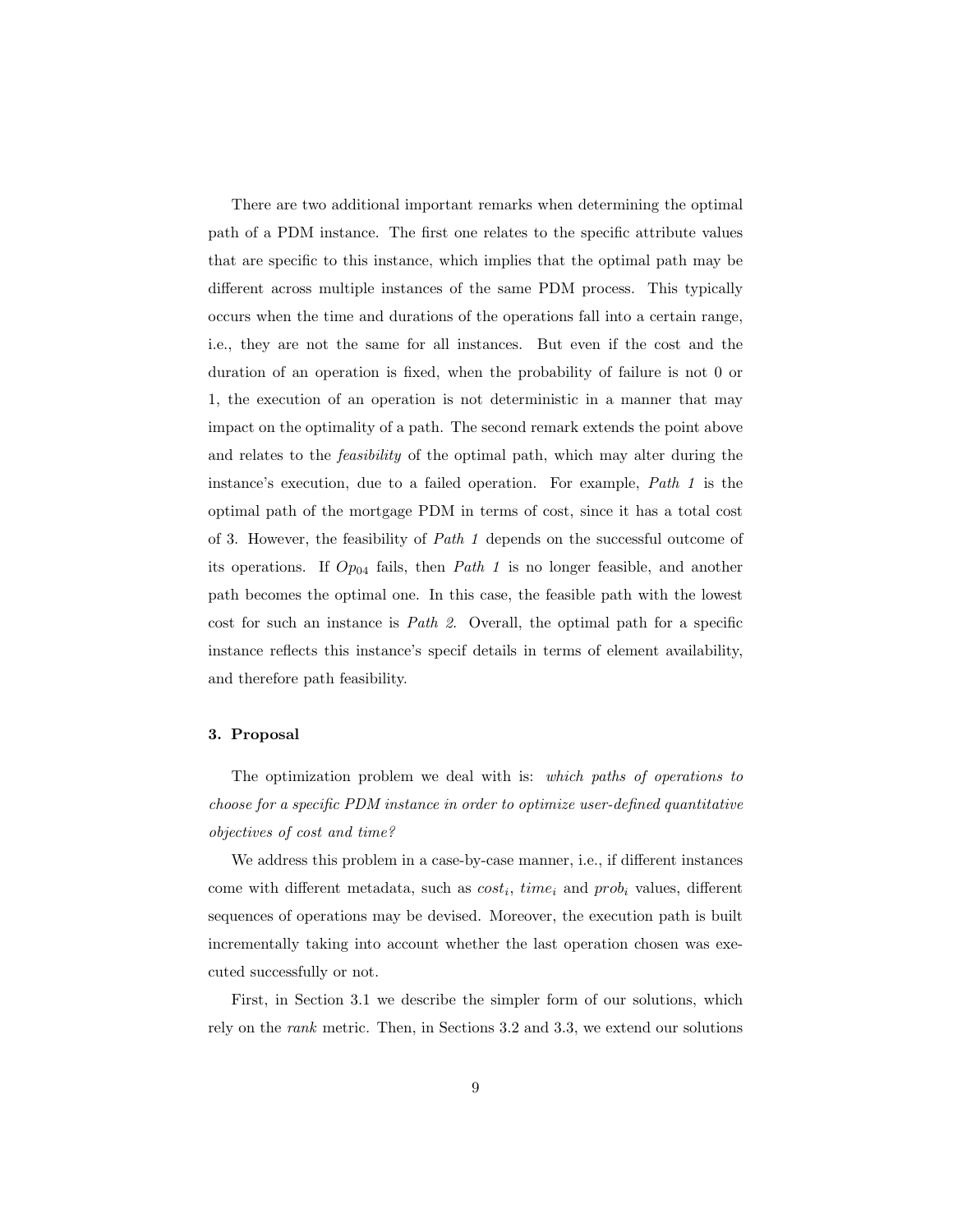There are two additional important remarks when determining the optimal path of a PDM instance. The first one relates to the specific attribute values that are specific to this instance, which implies that the optimal path may be different across multiple instances of the same PDM process. This typically occurs when the time and durations of the operations fall into a certain range, i.e., they are not the same for all instances. But even if the cost and the duration of an operation is fixed, when the probability of failure is not 0 or 1, the execution of an operation is not deterministic in a manner that may impact on the optimality of a path. The second remark extends the point above and relates to the *feasibility* of the optimal path, which may alter during the instance's execution, due to a failed operation. For example, *Path 1* is the optimal path of the mortgage PDM in terms of cost, since it has a total cost of 3. However, the feasibility of *Path 1* depends on the successful outcome of its operations. If $Op_{04}$ fails, then *Path 1* is no longer feasible, and another path becomes the optimal one. In this case, the feasible path with the lowest cost for such an instance is *Path 2*. Overall, the optimal path for a specific instance reflects this instance's specif details in terms of element availability, and therefore path feasibility.

### 3. Proposal

The optimization problem we deal with is: *which paths of operations to choose for a specific PDM instance in order to optimize user-defined quantitative objectives of cost and time?*

We address this problem in a case-by-case manner, i.e., if different instances come with different metadata, such as $cost_i$, $time_i$ and $prob_i$ values, different sequences of operations may be devised. Moreover, the execution path is built incrementally taking into account whether the last operation chosen was executed successfully or not.

First, in Section 3.1 we describe the simpler form of our solutions, which rely on the *rank* metric. Then, in Sections 3.2 and 3.3, we extend our solutions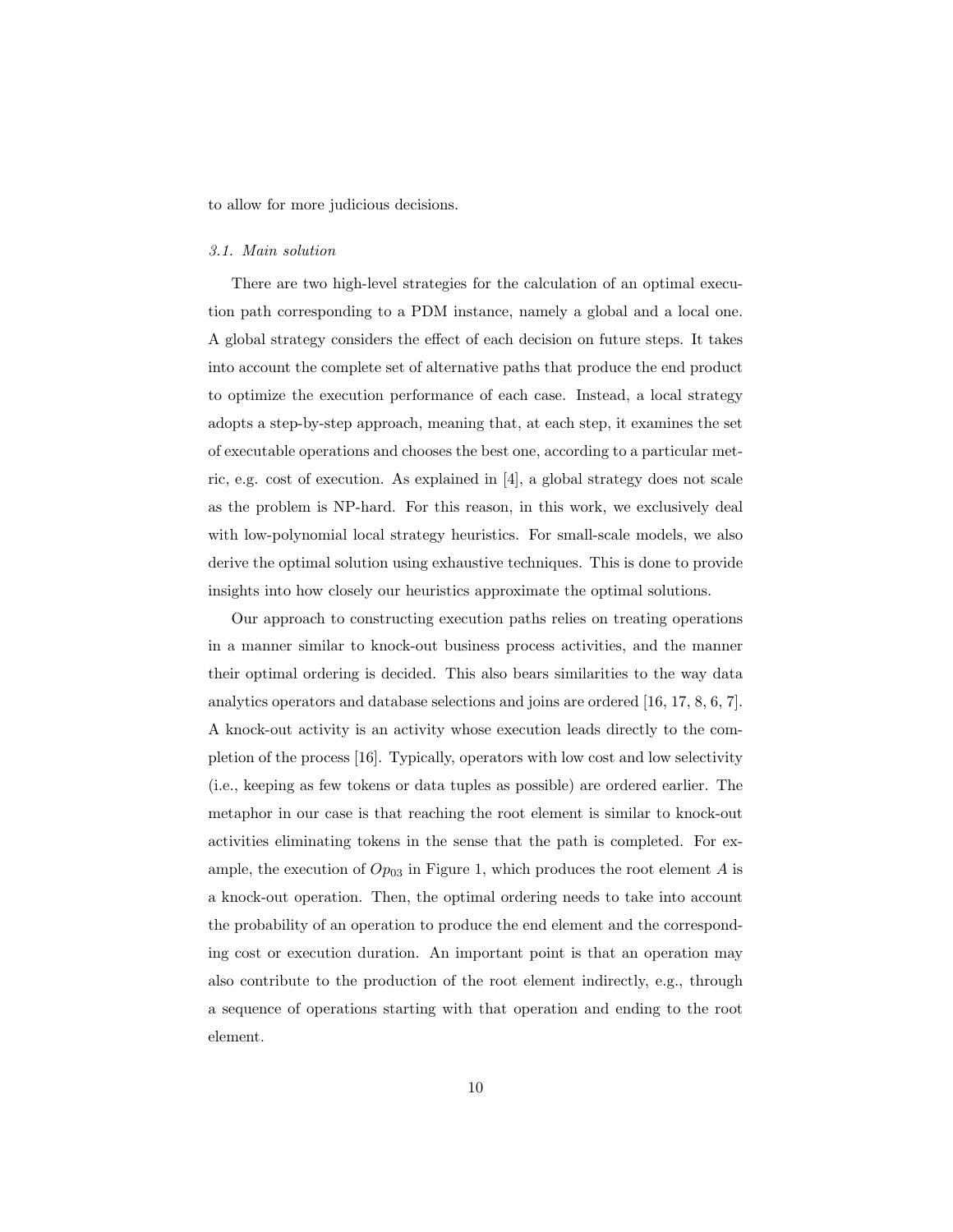to allow for more judicious decisions.

### *3.1. Main solution*

There are two high-level strategies for the calculation of an optimal execution path corresponding to a PDM instance, namely a global and a local one. A global strategy considers the effect of each decision on future steps. It takes into account the complete set of alternative paths that produce the end product to optimize the execution performance of each case. Instead, a local strategy adopts a step-by-step approach, meaning that, at each step, it examines the set of executable operations and chooses the best one, according to a particular metric, e.g. cost of execution. As explained in [4], a global strategy does not scale as the problem is NP-hard. For this reason, in this work, we exclusively deal with low-polynomial local strategy heuristics. For small-scale models, we also derive the optimal solution using exhaustive techniques. This is done to provide insights into how closely our heuristics approximate the optimal solutions.

Our approach to constructing execution paths relies on treating operations in a manner similar to knock-out business process activities, and the manner their optimal ordering is decided. This also bears similarities to the way data analytics operators and database selections and joins are ordered [16, 17, 8, 6, 7]. A knock-out activity is an activity whose execution leads directly to the completion of the process [16]. Typically, operators with low cost and low selectivity (i.e., keeping as few tokens or data tuples as possible) are ordered earlier. The metaphor in our case is that reaching the root element is similar to knock-out activities eliminating tokens in the sense that the path is completed. For example, the execution of $Op_{03}$ in Figure 1, which produces the root element $A$ is a knock-out operation. Then, the optimal ordering needs to take into account the probability of an operation to produce the end element and the corresponding cost or execution duration. An important point is that an operation may also contribute to the production of the root element indirectly, e.g., through a sequence of operations starting with that operation and ending to the root element.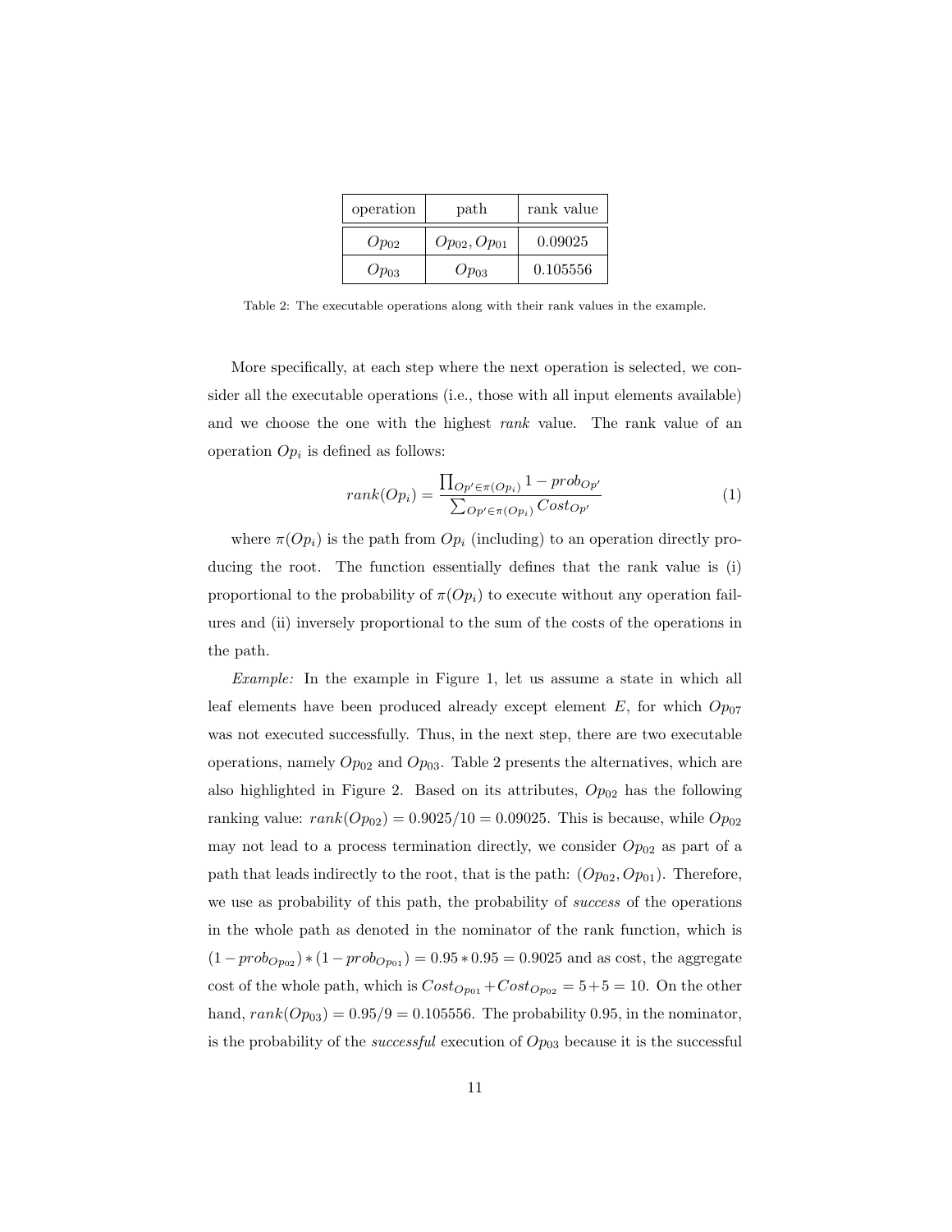| operation | path | rank value |
|---|---|---|
| $Op_{02}$ | $Op_{02}, Op_{01}$ | 0.09025 |
| $Op_{03}$ | $Op_{03}$ | 0.105556 |

Table 2: The executable operations along with their rank values in the example.

More specifically, at each step where the next operation is selected, we consider all the executable operations (i.e., those with all input elements available) and we choose the one with the highest *rank* value. The rank value of an operation $Op_i$ is defined as follows:

$$rank(Op_i) = \frac{\prod_{Op' \in \pi(Op_i)} 1 - prob_{Op'}}{\sum_{Op' \in \pi(Op_i)} Cost_{Op'}} \tag{1}$$

where $\pi(Op_i)$ is the path from $Op_i$ (including) to an operation directly producing the root. The function essentially defines that the rank value is (i) proportional to the probability of $\pi(Op_i)$ to execute without any operation failures and (ii) inversely proportional to the sum of the costs of the operations in the path.

*Example:* In the example in Figure 1, let us assume a state in which all leaf elements have been produced already except element $E$, for which $Op_{07}$ was not executed successfully. Thus, in the next step, there are two executable operations, namely $Op_{02}$ and $Op_{03}$. Table 2 presents the alternatives, which are also highlighted in Figure 2. Based on its attributes, $Op_{02}$ has the following ranking value: $rank(Op_{02}) = 0.9025/10 = 0.09025$. This is because, while $Op_{02}$ may not lead to a process termination directly, we consider $Op_{02}$ as part of a path that leads indirectly to the root, that is the path: $(Op_{02}, Op_{01})$. Therefore, we use as probability of this path, the probability of *success* of the operations in the whole path as denoted in the nominator of the rank function, which is $(1 - prob_{Op_{02}}) * (1 - prob_{Op_{01}}) = 0.95 * 0.95 = 0.9025$ and as cost, the aggregate cost of the whole path, which is $Cost_{Op_{01}} + Cost_{Op_{02}} = 5 + 5 = 10$. On the other hand, $rank(Op_{03}) = 0.95/9 = 0.105556$. The probability 0.95, in the nominator, is the probability of the *successful* execution of $Op_{03}$ because it is the successful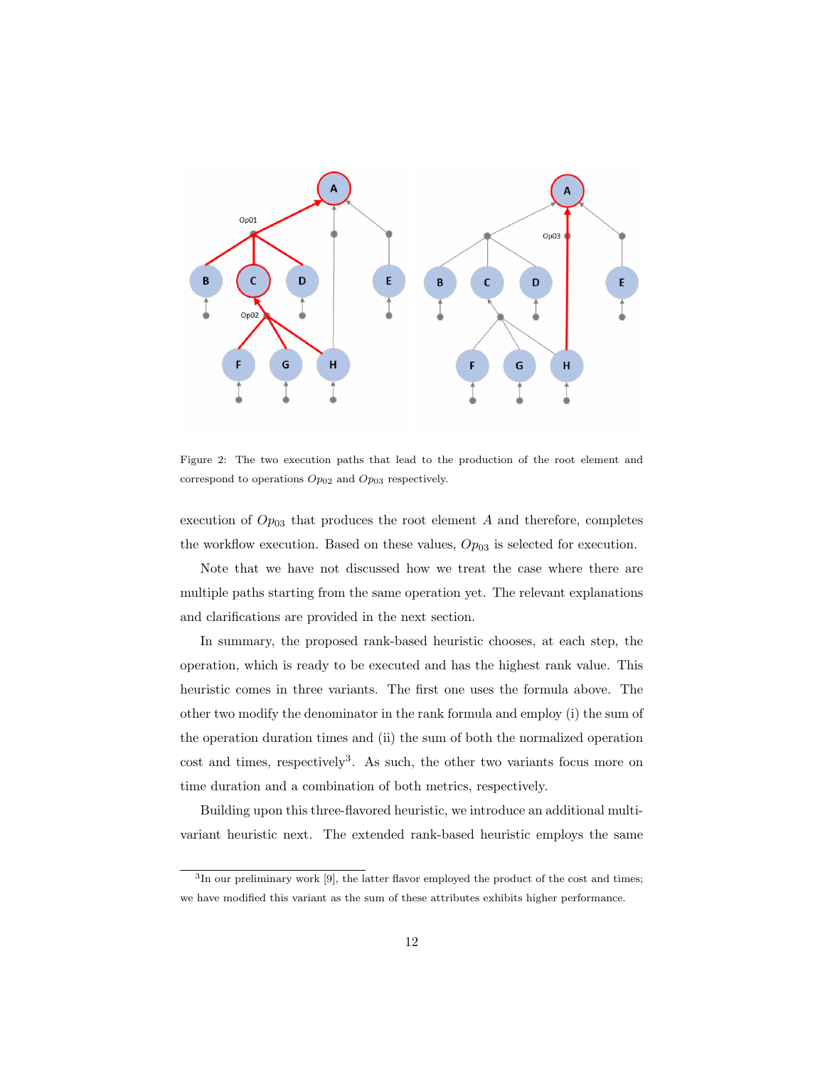Figure 2: The two execution paths that lead to the production of the root element and correspond to operations $Op_{02}$ and $Op_{03}$ respectively.

execution of $Op_{03}$ that produces the root element $A$ and therefore, completes the workflow execution. Based on these values, $Op_{03}$ is selected for execution.

Note that we have not discussed how we treat the case where there are multiple paths starting from the same operation yet. The relevant explanations and clarifications are provided in the next section.

In summary, the proposed rank-based heuristic chooses, at each step, the operation, which is ready to be executed and has the highest rank value. This heuristic comes in three variants. The first one uses the formula above. The other two modify the denominator in the rank formula and employ (i) the sum of the operation duration times and (ii) the sum of both the normalized operation cost and times, respectively[3]. As such, the other two variants focus more on time duration and a combination of both metrics, respectively.

Building upon this three-flavored heuristic, we introduce an additional multi-variant heuristic next. The extended rank-based heuristic employs the same

[3]In our preliminary work [9], the latter flavor employed the product of the cost and times; we have modified this variant as the sum of these attributes exhibits higher performance.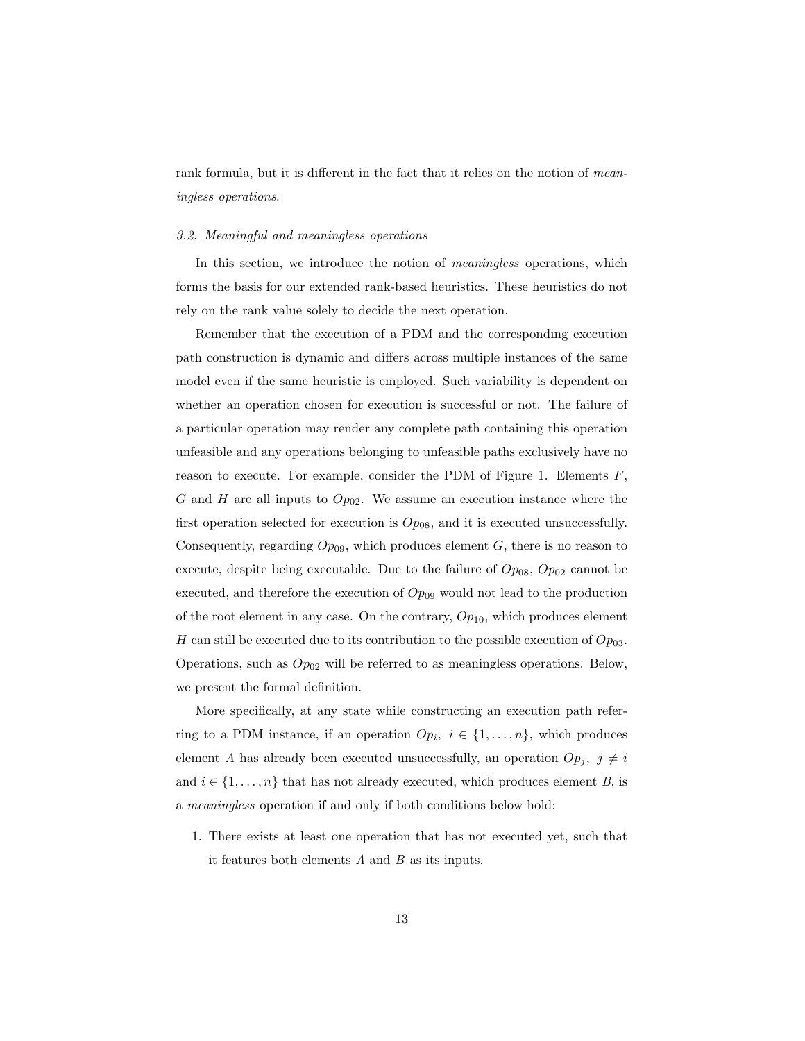rank formula, but it is different in the fact that it relies on the notion of *meaningless operations*.

### 3.2. Meaningful and meaningless operations

In this section, we introduce the notion of *meaningless* operations, which forms the basis for our extended rank-based heuristics. These heuristics do not rely on the rank value solely to decide the next operation.

Remember that the execution of a PDM and the corresponding execution path construction is dynamic and differs across multiple instances of the same model even if the same heuristic is employed. Such variability is dependent on whether an operation chosen for execution is successful or not. The failure of a particular operation may render any complete path containing this operation unfeasible and any operations belonging to unfeasible paths exclusively have no reason to execute. For example, consider the PDM of Figure 1. Elements $F$, $G$ and $H$ are all inputs to $Op_{02}$. We assume an execution instance where the first operation selected for execution is $Op_{08}$, and it is executed unsuccessfully. Consequently, regarding $Op_{09}$, which produces element $G$, there is no reason to execute, despite being executable. Due to the failure of $Op_{08}$, $Op_{02}$ cannot be executed, and therefore the execution of $Op_{09}$ would not lead to the production of the root element in any case. On the contrary, $Op_{10}$, which produces element $H$ can still be executed due to its contribution to the possible execution of $Op_{03}$. Operations, such as $Op_{02}$ will be referred to as meaningless operations. Below, we present the formal definition.

More specifically, at any state while constructing an execution path referring to a PDM instance, if an operation $Op_i,\ i \in \{1, \ldots, n\}$, which produces element $A$ has already been executed unsuccessfully, an operation $Op_j,\ j \neq i$ and $i \in \{1, \ldots, n\}$ that has not already executed, which produces element $B$, is a *meaningless* operation if and only if both conditions below hold:

1. There exists at least one operation that has not executed yet, such that it features both elements $A$ and $B$ as its inputs.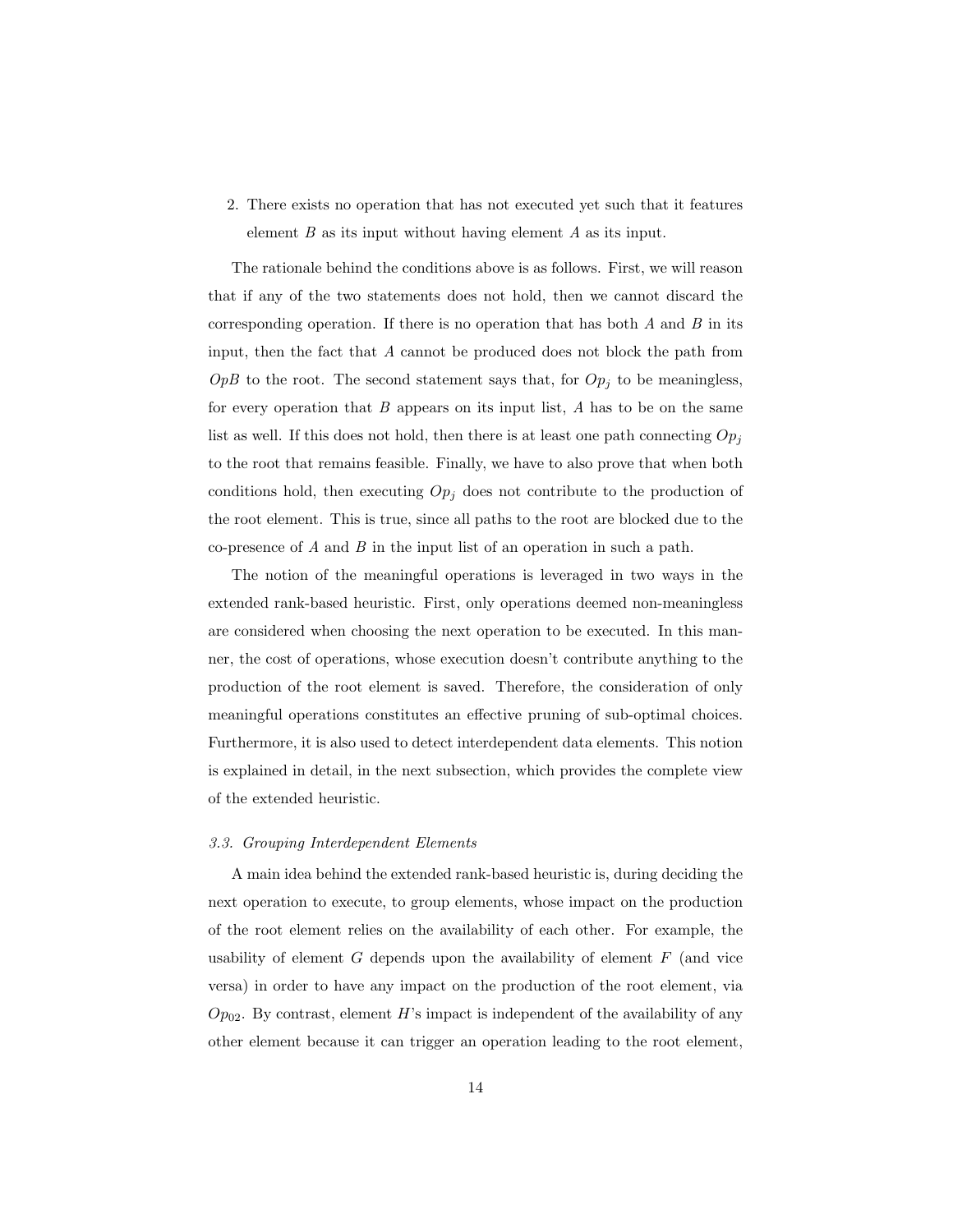2. There exists no operation that has not executed yet such that it features element $B$ as its input without having element $A$ as its input.

The rationale behind the conditions above is as follows. First, we will reason that if any of the two statements does not hold, then we cannot discard the corresponding operation. If there is no operation that has both $A$ and $B$ in its input, then the fact that $A$ cannot be produced does not block the path from $OpB$ to the root. The second statement says that, for $Op_j$ to be meaningless, for every operation that $B$ appears on its input list, $A$ has to be on the same list as well. If this does not hold, then there is at least one path connecting $Op_j$ to the root that remains feasible. Finally, we have to also prove that when both conditions hold, then executing $Op_j$ does not contribute to the production of the root element. This is true, since all paths to the root are blocked due to the co-presence of $A$ and $B$ in the input list of an operation in such a path.

The notion of the meaningful operations is leveraged in two ways in the extended rank-based heuristic. First, only operations deemed non-meaningless are considered when choosing the next operation to be executed. In this manner, the cost of operations, whose execution doesn't contribute anything to the production of the root element is saved. Therefore, the consideration of only meaningful operations constitutes an effective pruning of sub-optimal choices. Furthermore, it is also used to detect interdependent data elements. This notion is explained in detail, in the next subsection, which provides the complete view of the extended heuristic.

### *3.3. Grouping Interdependent Elements*

A main idea behind the extended rank-based heuristic is, during deciding the next operation to execute, to group elements, whose impact on the production of the root element relies on the availability of each other. For example, the usability of element $G$ depends upon the availability of element $F$ (and vice versa) in order to have any impact on the production of the root element, via $Op_{02}$. By contrast, element $H$'s impact is independent of the availability of any other element because it can trigger an operation leading to the root element,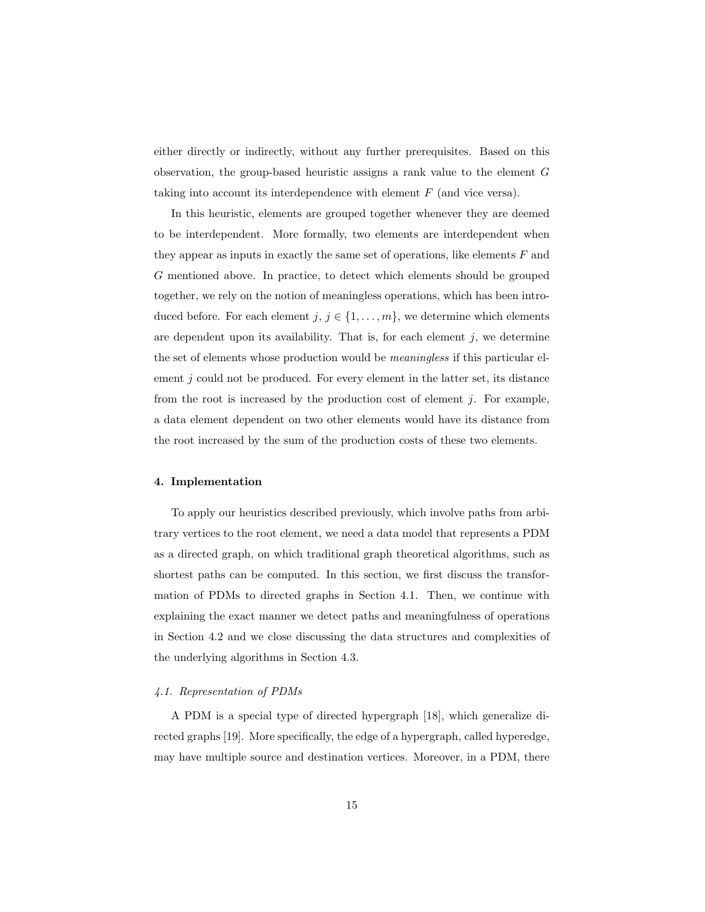either directly or indirectly, without any further prerequisites. Based on this observation, the group-based heuristic assigns a rank value to the element $G$ taking into account its interdependence with element $F$ (and vice versa).

In this heuristic, elements are grouped together whenever they are deemed to be interdependent. More formally, two elements are interdependent when they appear as inputs in exactly the same set of operations, like elements $F$ and $G$ mentioned above. In practice, to detect which elements should be grouped together, we rely on the notion of meaningless operations, which has been introduced before. For each element $j$, $j \in \{1, \ldots, m\}$, we determine which elements are dependent upon its availability. That is, for each element $j$, we determine the set of elements whose production would be *meaningless* if this particular element $j$ could not be produced. For every element in the latter set, its distance from the root is increased by the production cost of element $j$. For example, a data element dependent on two other elements would have its distance from the root increased by the sum of the production costs of these two elements.

## 4. Implementation

To apply our heuristics described previously, which involve paths from arbitrary vertices to the root element, we need a data model that represents a PDM as a directed graph, on which traditional graph theoretical algorithms, such as shortest paths can be computed. In this section, we first discuss the transformation of PDMs to directed graphs in Section 4.1. Then, we continue with explaining the exact manner we detect paths and meaningfulness of operations in Section 4.2 and we close discussing the data structures and complexities of the underlying algorithms in Section 4.3.

### *4.1. Representation of PDMs*

A PDM is a special type of directed hypergraph [18], which generalize directed graphs [19]. More specifically, the edge of a hypergraph, called hyperedge, may have multiple source and destination vertices. Moreover, in a PDM, there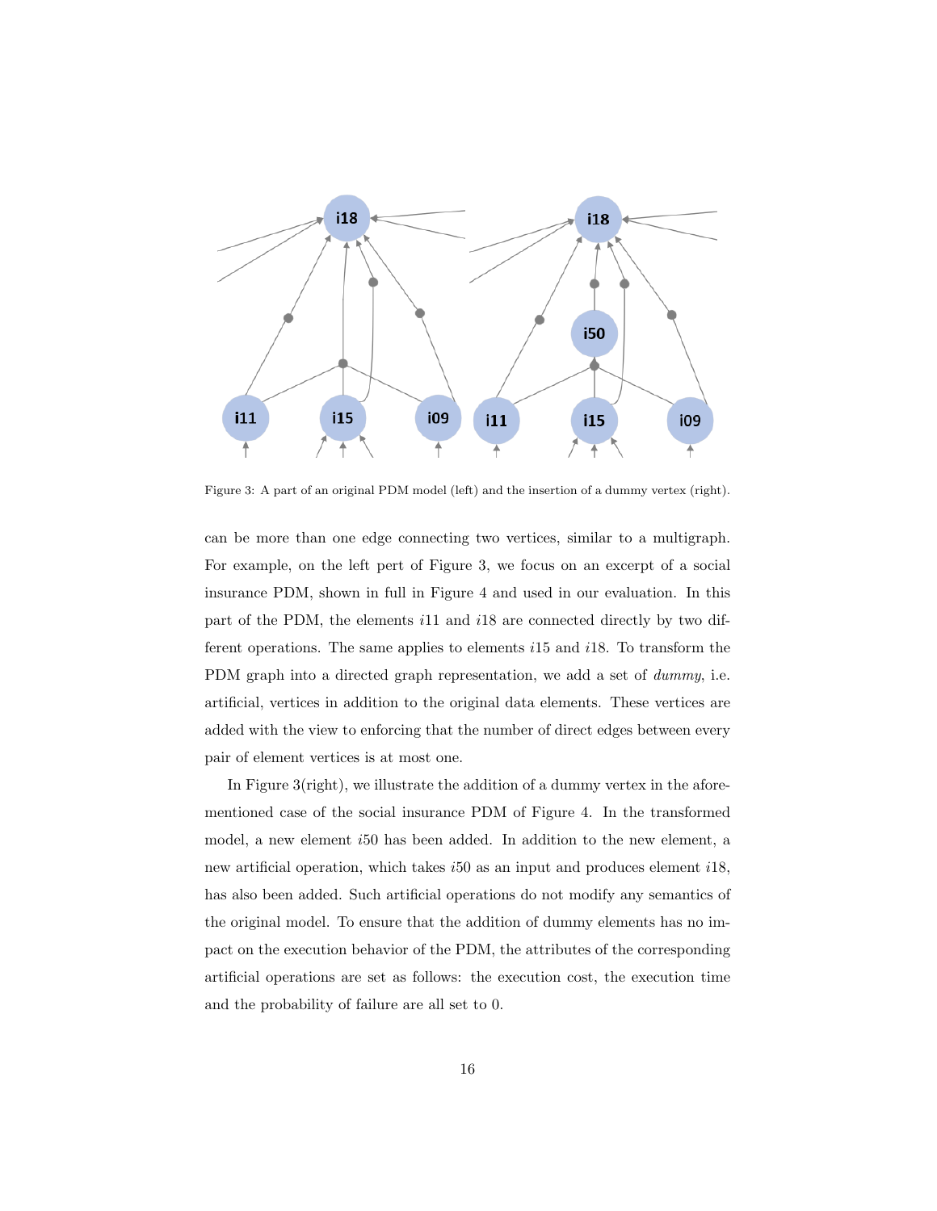Figure 3: A part of an original PDM model (left) and the insertion of a dummy vertex (right).

can be more than one edge connecting two vertices, similar to a multigraph. For example, on the left pert of Figure 3, we focus on an excerpt of a social insurance PDM, shown in full in Figure 4 and used in our evaluation. In this part of the PDM, the elements $i11$ and $i18$ are connected directly by two different operations. The same applies to elements $i15$ and $i18$. To transform the PDM graph into a directed graph representation, we add a set of *dummy*, i.e. artificial, vertices in addition to the original data elements. These vertices are added with the view to enforcing that the number of direct edges between every pair of element vertices is at most one.

In Figure 3(right), we illustrate the addition of a dummy vertex in the aforementioned case of the social insurance PDM of Figure 4. In the transformed model, a new element $i50$ has been added. In addition to the new element, a new artificial operation, which takes $i50$ as an input and produces element $i18$, has also been added. Such artificial operations do not modify any semantics of the original model. To ensure that the addition of dummy elements has no impact on the execution behavior of the PDM, the attributes of the corresponding artificial operations are set as follows: the execution cost, the execution time and the probability of failure are all set to 0.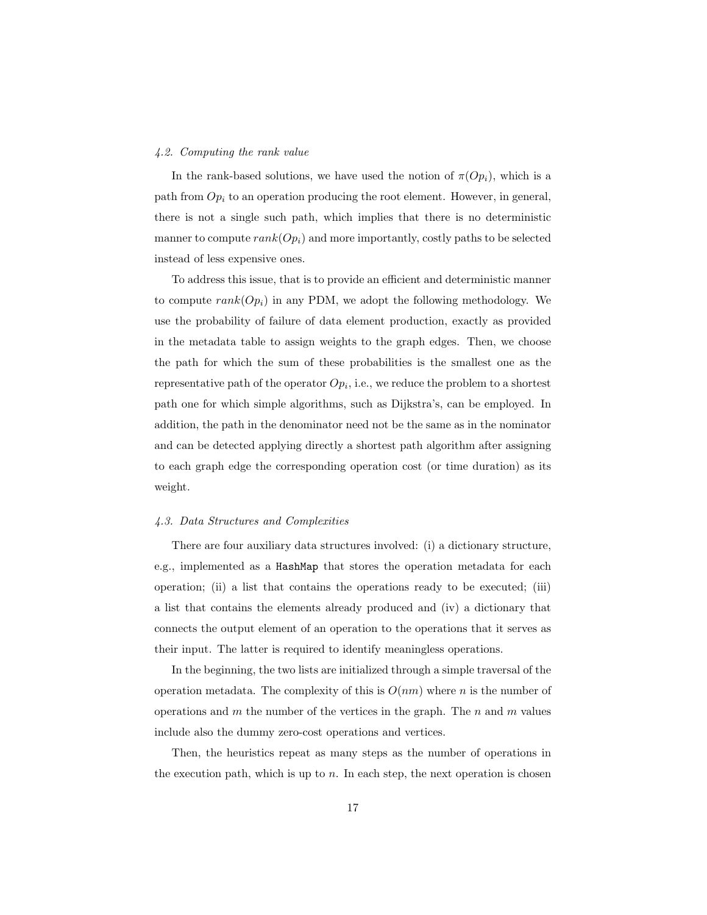### 4.2. Computing the rank value

In the rank-based solutions, we have used the notion of $\pi(Op_i)$, which is a path from $Op_i$ to an operation producing the root element. However, in general, there is not a single such path, which implies that there is no deterministic manner to compute $rank(Op_i)$ and more importantly, costly paths to be selected instead of less expensive ones.

To address this issue, that is to provide an efficient and deterministic manner to compute $rank(Op_i)$ in any PDM, we adopt the following methodology. We use the probability of failure of data element production, exactly as provided in the metadata table to assign weights to the graph edges. Then, we choose the path for which the sum of these probabilities is the smallest one as the representative path of the operator $Op_i$, i.e., we reduce the problem to a shortest path one for which simple algorithms, such as Dijkstra's, can be employed. In addition, the path in the denominator need not be the same as in the nominator and can be detected applying directly a shortest path algorithm after assigning to each graph edge the corresponding operation cost (or time duration) as its weight.

### 4.3. Data Structures and Complexities

There are four auxiliary data structures involved: (i) a dictionary structure, e.g., implemented as a `HashMap` that stores the operation metadata for each operation; (ii) a list that contains the operations ready to be executed; (iii) a list that contains the elements already produced and (iv) a dictionary that connects the output element of an operation to the operations that it serves as their input. The latter is required to identify meaningless operations.

In the beginning, the two lists are initialized through a simple traversal of the operation metadata. The complexity of this is $O(nm)$ where $n$ is the number of operations and $m$ the number of the vertices in the graph. The $n$ and $m$ values include also the dummy zero-cost operations and vertices.

Then, the heuristics repeat as many steps as the number of operations in the execution path, which is up to $n$. In each step, the next operation is chosen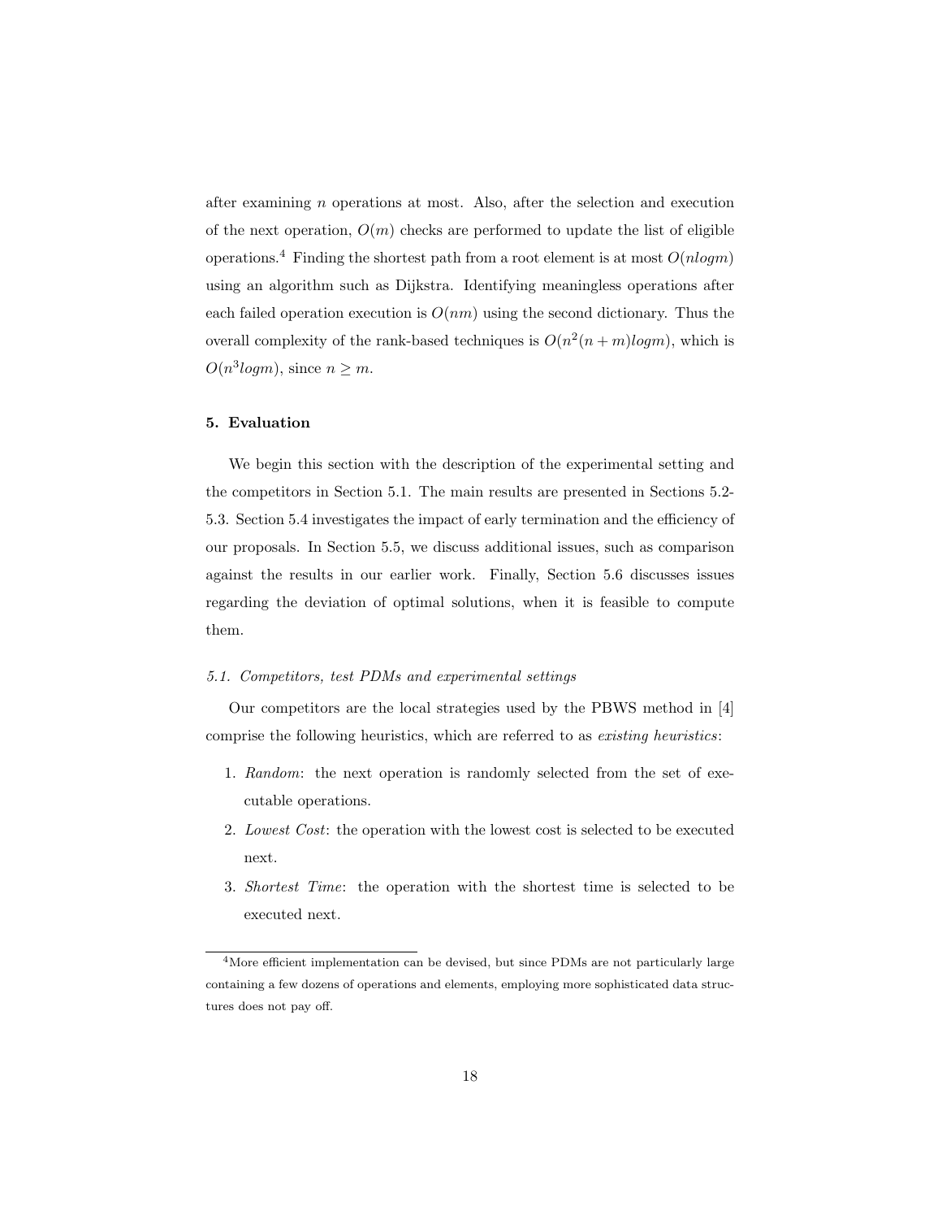after examining $n$ operations at most. Also, after the selection and execution of the next operation, $O(m)$ checks are performed to update the list of eligible operations.[4] Finding the shortest path from a root element is at most $O(nlogm)$ using an algorithm such as Dijkstra. Identifying meaningless operations after each failed operation execution is $O(nm)$ using the second dictionary. Thus the overall complexity of the rank-based techniques is $O(n^2(n+m)logm)$, which is $O(n^3logm)$, since $n \geq m$.

## 5. Evaluation

We begin this section with the description of the experimental setting and the competitors in Section 5.1. The main results are presented in Sections 5.2-5.3. Section 5.4 investigates the impact of early termination and the efficiency of our proposals. In Section 5.5, we discuss additional issues, such as comparison against the results in our earlier work. Finally, Section 5.6 discusses issues regarding the deviation of optimal solutions, when it is feasible to compute them.

### 5.1. Competitors, test PDMs and experimental settings

Our competitors are the local strategies used by the PBWS method in [4] comprise the following heuristics, which are referred to as *existing heuristics*:

1. *Random*: the next operation is randomly selected from the set of executable operations.
2. *Lowest Cost*: the operation with the lowest cost is selected to be executed next.
3. *Shortest Time*: the operation with the shortest time is selected to be executed next.

[4] More efficient implementation can be devised, but since PDMs are not particularly large containing a few dozens of operations and elements, employing more sophisticated data structures does not pay off.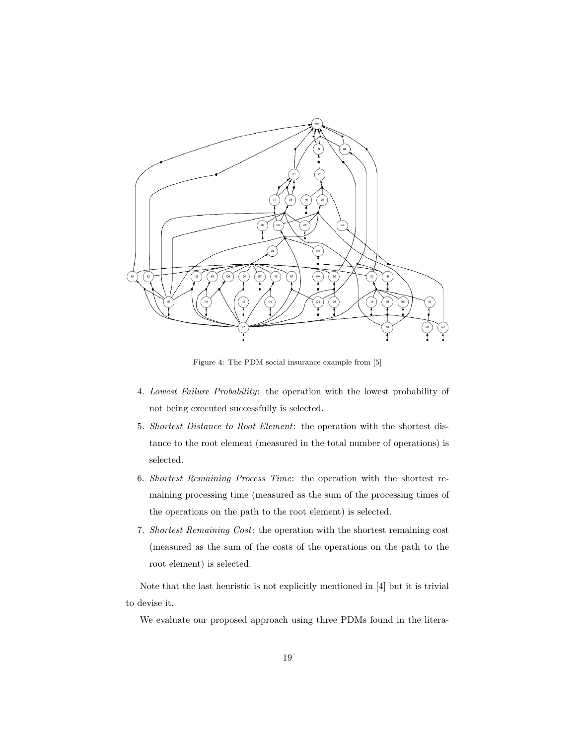Figure 4: The PDM social insurance example from [5]

4. *Lowest Failure Probability*: the operation with the lowest probability of not being executed successfully is selected.
5. *Shortest Distance to Root Element*: the operation with the shortest distance to the root element (measured in the total number of operations) is selected.
6. *Shortest Remaining Process Time*: the operation with the shortest remaining processing time (measured as the sum of the processing times of the operations on the path to the root element) is selected.
7. *Shortest Remaining Cost*: the operation with the shortest remaining cost (measured as the sum of the costs of the operations on the path to the root element) is selected.

Note that the last heuristic is not explicitly mentioned in [4] but it is trivial to devise it.

We evaluate our proposed approach using three PDMs found in the litera-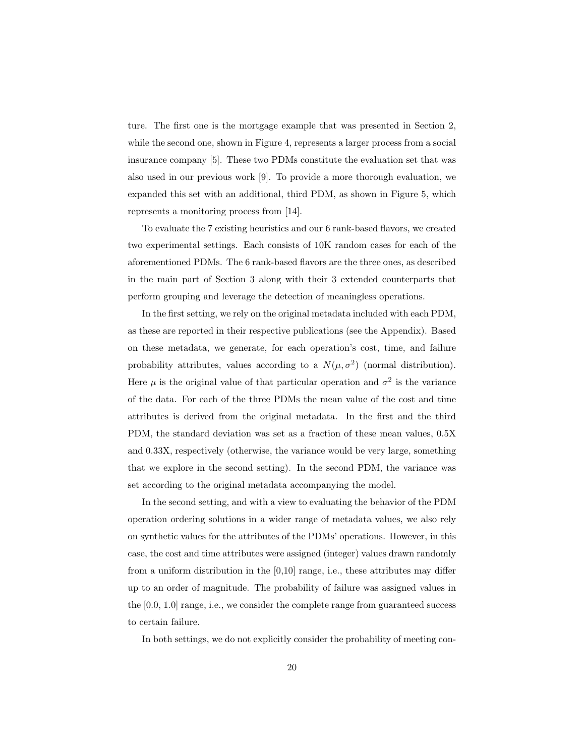ture. The first one is the mortgage example that was presented in Section 2, while the second one, shown in Figure 4, represents a larger process from a social insurance company [5]. These two PDMs constitute the evaluation set that was also used in our previous work [9]. To provide a more thorough evaluation, we expanded this set with an additional, third PDM, as shown in Figure 5, which represents a monitoring process from [14].

To evaluate the 7 existing heuristics and our 6 rank-based flavors, we created two experimental settings. Each consists of 10K random cases for each of the aforementioned PDMs. The 6 rank-based flavors are the three ones, as described in the main part of Section 3 along with their 3 extended counterparts that perform grouping and leverage the detection of meaningless operations.

In the first setting, we rely on the original metadata included with each PDM, as these are reported in their respective publications (see the Appendix). Based on these metadata, we generate, for each operation's cost, time, and failure probability attributes, values according to a $N(\mu, \sigma^2)$ (normal distribution). Here $\mu$ is the original value of that particular operation and $\sigma^2$ is the variance of the data. For each of the three PDMs the mean value of the cost and time attributes is derived from the original metadata. In the first and the third PDM, the standard deviation was set as a fraction of these mean values, 0.5X and 0.33X, respectively (otherwise, the variance would be very large, something that we explore in the second setting). In the second PDM, the variance was set according to the original metadata accompanying the model.

In the second setting, and with a view to evaluating the behavior of the PDM operation ordering solutions in a wider range of metadata values, we also rely on synthetic values for the attributes of the PDMs' operations. However, in this case, the cost and time attributes were assigned (integer) values drawn randomly from a uniform distribution in the [0,10] range, i.e., these attributes may differ up to an order of magnitude. The probability of failure was assigned values in the [0.0, 1.0] range, i.e., we consider the complete range from guaranteed success to certain failure.

In both settings, we do not explicitly consider the probability of meeting con-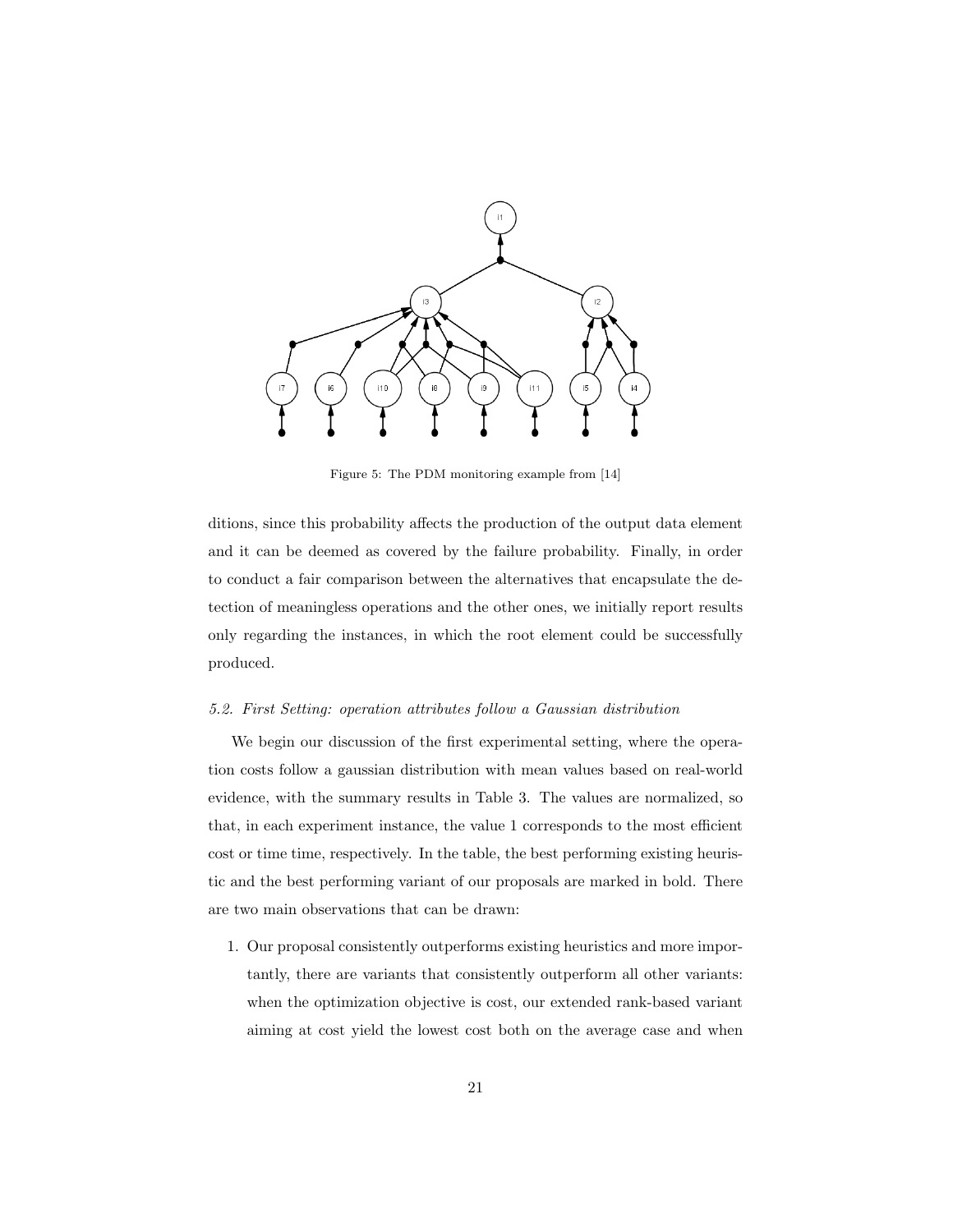Figure 5: The PDM monitoring example from [14]

ditions, since this probability affects the production of the output data element and it can be deemed as covered by the failure probability. Finally, in order to conduct a fair comparison between the alternatives that encapsulate the detection of meaningless operations and the other ones, we initially report results only regarding the instances, in which the root element could be successfully produced.

### *5.2. First Setting: operation attributes follow a Gaussian distribution*

We begin our discussion of the first experimental setting, where the operation costs follow a gaussian distribution with mean values based on real-world evidence, with the summary results in Table 3. The values are normalized, so that, in each experiment instance, the value 1 corresponds to the most efficient cost or time time, respectively. In the table, the best performing existing heuristic and the best performing variant of our proposals are marked in bold. There are two main observations that can be drawn:

1. Our proposal consistently outperforms existing heuristics and more importantly, there are variants that consistently outperform all other variants: when the optimization objective is cost, our extended rank-based variant aiming at cost yield the lowest cost both on the average case and when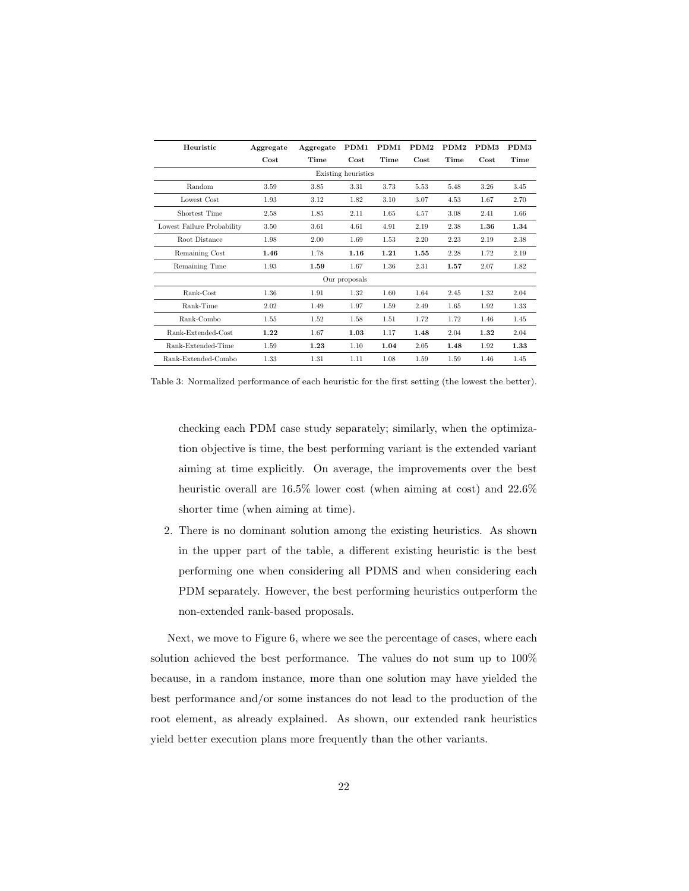| Heuristic | Aggregate Cost | Aggregate Time | PDM1 Cost | PDM1 Time | PDM2 Cost | PDM2 Time | PDM3 Cost | PDM3 Time |
|---|---|---|---|---|---|---|---|---|
| Existing heuristics | | | | | | | | |
| Random | 3.59 | 3.85 | 3.31 | 3.73 | 5.53 | 5.48 | 3.26 | 3.45 |
| Lowest Cost | 1.93 | 3.12 | 1.82 | 3.10 | 3.07 | 4.53 | 1.67 | 2.70 |
| Shortest Time | 2.58 | 1.85 | 2.11 | 1.65 | 4.57 | 3.08 | 2.41 | 1.66 |
| Lowest Failure Probability | 3.50 | 3.61 | 4.61 | 4.91 | 2.19 | 2.38 | **1.36** | **1.34** |
| Root Distance | 1.98 | 2.00 | 1.69 | 1.53 | 2.20 | 2.23 | 2.19 | 2.38 |
| Remaining Cost | **1.46** | 1.78 | **1.16** | **1.21** | **1.55** | 2.28 | 1.72 | 2.19 |
| Remaining Time | 1.93 | **1.59** | 1.67 | 1.36 | 2.31 | **1.57** | 2.07 | 1.82 |
| Our proposals | | | | | | | | |
| Rank-Cost | 1.36 | 1.91 | 1.32 | 1.60 | 1.64 | 2.45 | 1.32 | 2.04 |
| Rank-Time | 2.02 | 1.49 | 1.97 | 1.59 | 2.49 | 1.65 | 1.92 | 1.33 |
| Rank-Combo | 1.55 | 1.52 | 1.58 | 1.51 | 1.72 | 1.72 | 1.46 | 1.45 |
| Rank-Extended-Cost | **1.22** | 1.67 | **1.03** | 1.17 | **1.48** | 2.04 | **1.32** | 2.04 |
| Rank-Extended-Time | 1.59 | **1.23** | 1.10 | **1.04** | 2.05 | **1.48** | 1.92 | **1.33** |
| Rank-Extended-Combo | 1.33 | 1.31 | 1.11 | 1.08 | 1.59 | 1.59 | 1.46 | 1.45 |

Table 3: Normalized performance of each heuristic for the first setting (the lowest the better).

checking each PDM case study separately; similarly, when the optimization objective is time, the best performing variant is the extended variant aiming at time explicitly. On average, the improvements over the best heuristic overall are 16.5% lower cost (when aiming at cost) and 22.6% shorter time (when aiming at time).

2. There is no dominant solution among the existing heuristics. As shown in the upper part of the table, a different existing heuristic is the best performing one when considering all PDMS and when considering each PDM separately. However, the best performing heuristics outperform the non-extended rank-based proposals.

Next, we move to Figure 6, where we see the percentage of cases, where each solution achieved the best performance. The values do not sum up to 100% because, in a random instance, more than one solution may have yielded the best performance and/or some instances do not lead to the production of the root element, as already explained. As shown, our extended rank heuristics yield better execution plans more frequently than the other variants.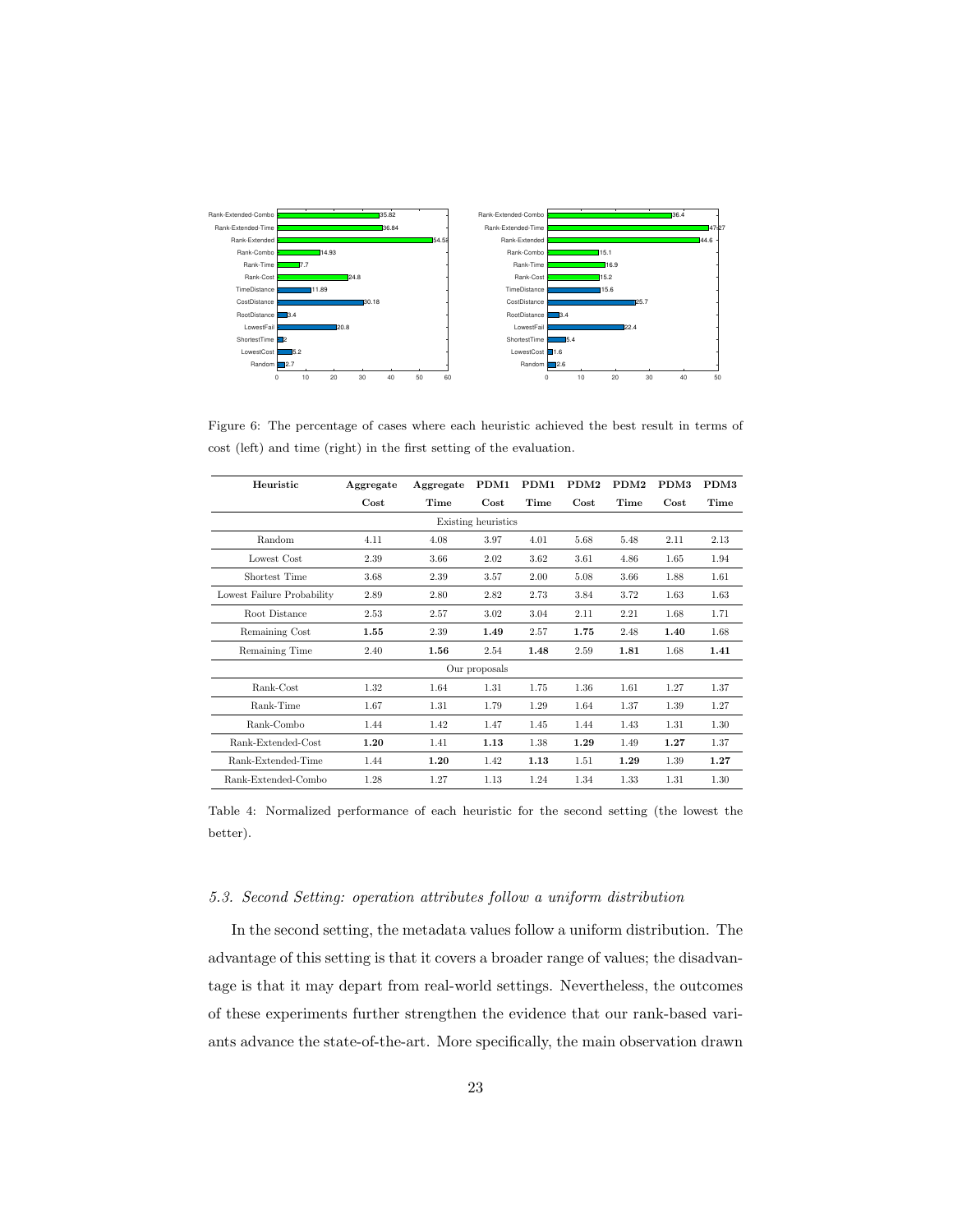Figure 6: The percentage of cases where each heuristic achieved the best result in terms of cost (left) and time (right) in the first setting of the evaluation.

| Heuristic | Aggregate Cost | Aggregate Time | PDM1 Cost | PDM1 Time | PDM2 Cost | PDM2 Time | PDM3 Cost | PDM3 Time |
|---|---|---|---|---|---|---|---|---|
| Existing heuristics | | | | | | | | |
| Random | 4.11 | 4.08 | 3.97 | 4.01 | 5.68 | 5.48 | 2.11 | 2.13 |
| Lowest Cost | 2.39 | 3.66 | 2.02 | 3.62 | 3.61 | 4.86 | 1.65 | 1.94 |
| Shortest Time | 3.68 | 2.39 | 3.57 | 2.00 | 5.08 | 3.66 | 1.88 | 1.61 |
| Lowest Failure Probability | 2.89 | 2.80 | 2.82 | 2.73 | 3.84 | 3.72 | 1.63 | 1.63 |
| Root Distance | 2.53 | 2.57 | 3.02 | 3.04 | 2.11 | 2.21 | 1.68 | 1.71 |
| Remaining Cost | **1.55** | 2.39 | **1.49** | 2.57 | **1.75** | 2.48 | **1.40** | 1.68 |
| Remaining Time | 2.40 | **1.56** | 2.54 | **1.48** | 2.59 | **1.81** | 1.68 | **1.41** |
| Our proposals | | | | | | | | |
| Rank-Cost | 1.32 | 1.64 | 1.31 | 1.75 | 1.36 | 1.61 | 1.27 | 1.37 |
| Rank-Time | 1.67 | 1.31 | 1.79 | 1.29 | 1.64 | 1.37 | 1.39 | 1.27 |
| Rank-Combo | 1.44 | 1.42 | 1.47 | 1.45 | 1.44 | 1.43 | 1.31 | 1.30 |
| Rank-Extended-Cost | **1.20** | 1.41 | **1.13** | 1.38 | **1.29** | 1.49 | **1.27** | 1.37 |
| Rank-Extended-Time | 1.44 | **1.20** | 1.42 | **1.13** | 1.51 | **1.29** | 1.39 | **1.27** |
| Rank-Extended-Combo | 1.28 | 1.27 | 1.13 | 1.24 | 1.34 | 1.33 | 1.31 | 1.30 |

Table 4: Normalized performance of each heuristic for the second setting (the lowest the better).

### *5.3. Second Setting: operation attributes follow a uniform distribution*

In the second setting, the metadata values follow a uniform distribution. The advantage of this setting is that it covers a broader range of values; the disadvantage is that it may depart from real-world settings. Nevertheless, the outcomes of these experiments further strengthen the evidence that our rank-based variants advance the state-of-the-art. More specifically, the main observation drawn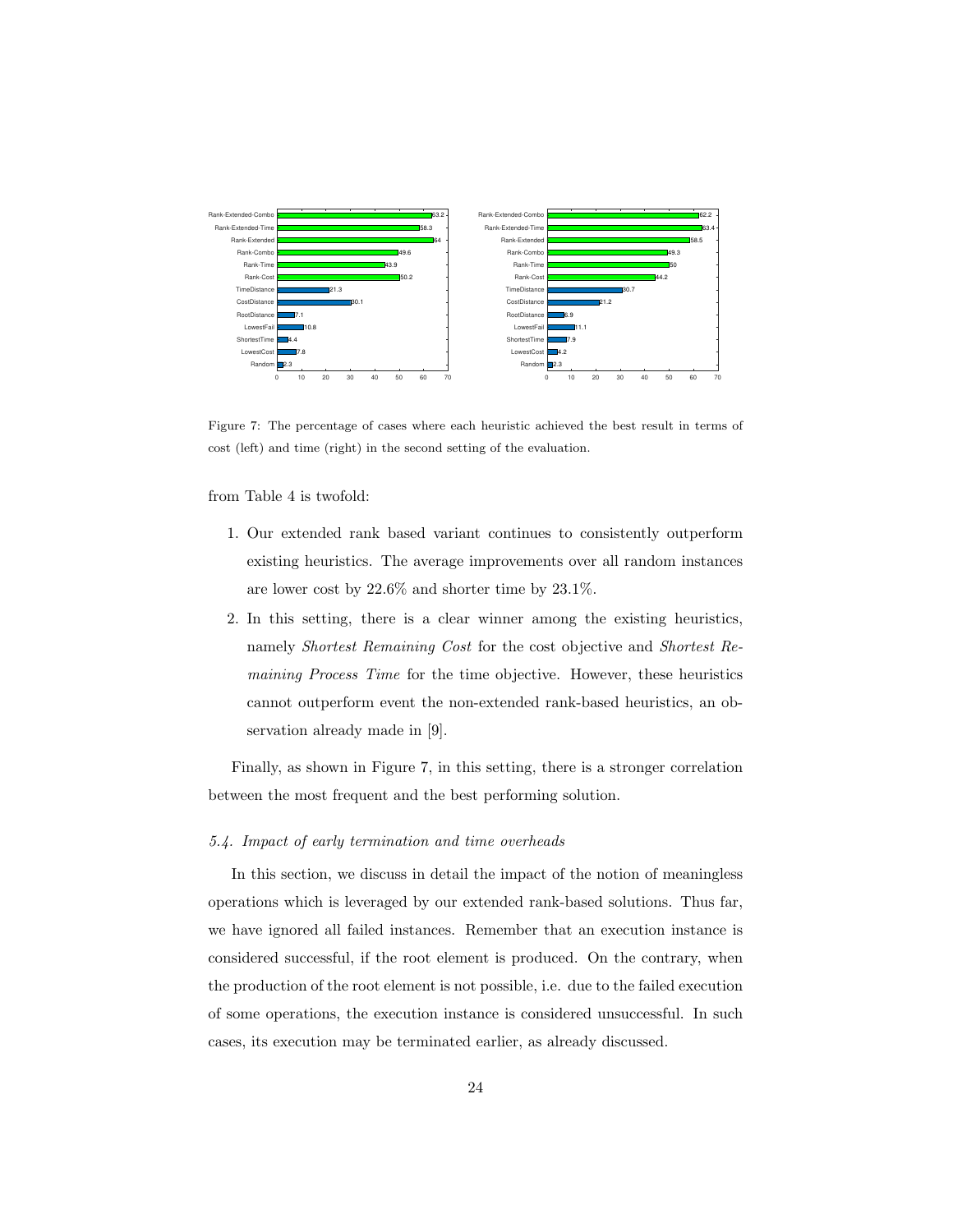Figure 7: The percentage of cases where each heuristic achieved the best result in terms of cost (left) and time (right) in the second setting of the evaluation.

from Table 4 is twofold:

1. Our extended rank based variant continues to consistently outperform existing heuristics. The average improvements over all random instances are lower cost by 22.6% and shorter time by 23.1%.
2. In this setting, there is a clear winner among the existing heuristics, namely *Shortest Remaining Cost* for the cost objective and *Shortest Remaining Process Time* for the time objective. However, these heuristics cannot outperform event the non-extended rank-based heuristics, an observation already made in [9].

Finally, as shown in Figure 7, in this setting, there is a stronger correlation between the most frequent and the best performing solution.

### *5.4. Impact of early termination and time overheads*

In this section, we discuss in detail the impact of the notion of meaningless operations which is leveraged by our extended rank-based solutions. Thus far, we have ignored all failed instances. Remember that an execution instance is considered successful, if the root element is produced. On the contrary, when the production of the root element is not possible, i.e. due to the failed execution of some operations, the execution instance is considered unsuccessful. In such cases, its execution may be terminated earlier, as already discussed.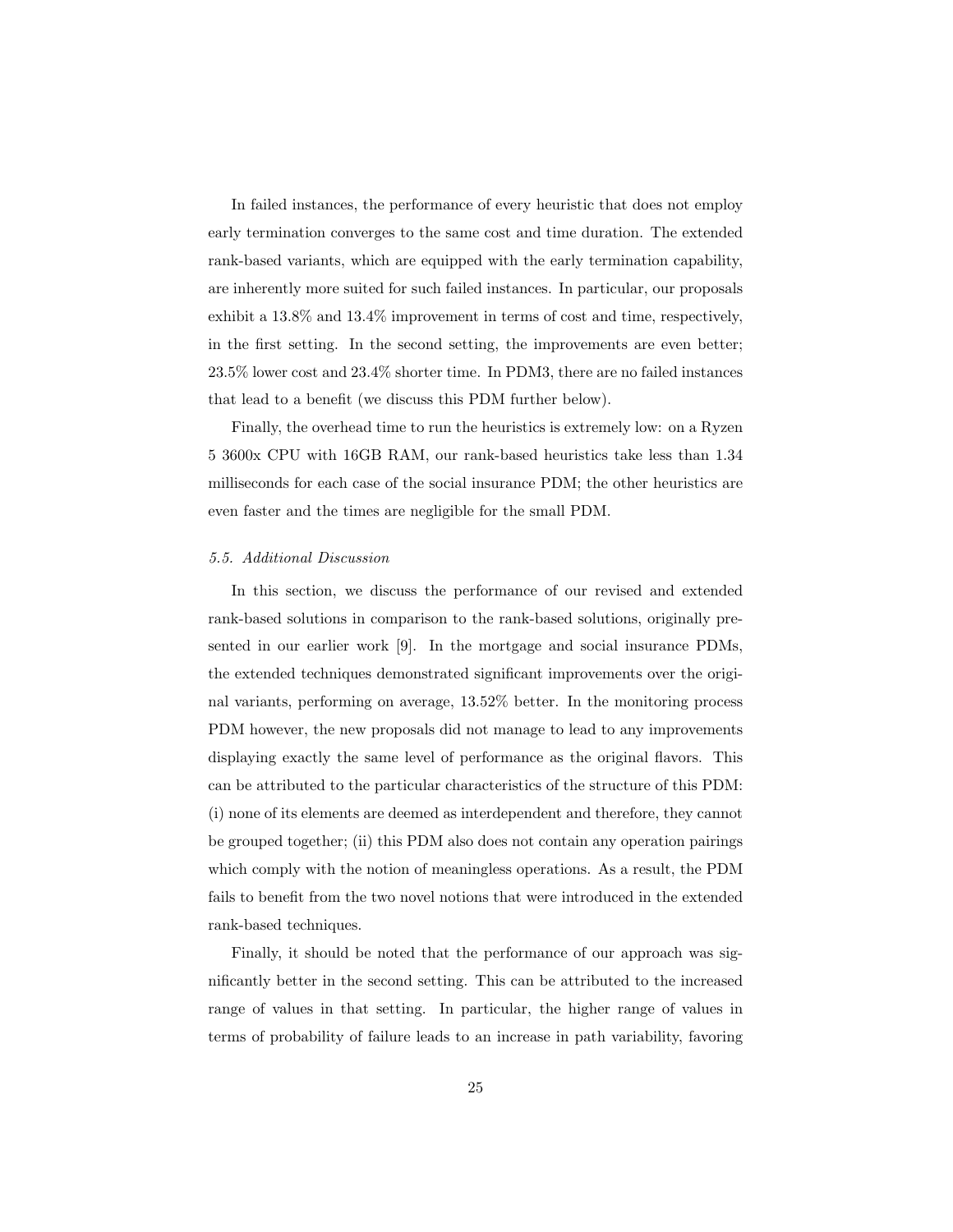In failed instances, the performance of every heuristic that does not employ early termination converges to the same cost and time duration. The extended rank-based variants, which are equipped with the early termination capability, are inherently more suited for such failed instances. In particular, our proposals exhibit a 13.8% and 13.4% improvement in terms of cost and time, respectively, in the first setting. In the second setting, the improvements are even better; 23.5% lower cost and 23.4% shorter time. In PDM3, there are no failed instances that lead to a benefit (we discuss this PDM further below).

Finally, the overhead time to run the heuristics is extremely low: on a Ryzen 5 3600x CPU with 16GB RAM, our rank-based heuristics take less than 1.34 milliseconds for each case of the social insurance PDM; the other heuristics are even faster and the times are negligible for the small PDM.

### *5.5. Additional Discussion*

In this section, we discuss the performance of our revised and extended rank-based solutions in comparison to the rank-based solutions, originally presented in our earlier work [9]. In the mortgage and social insurance PDMs, the extended techniques demonstrated significant improvements over the original variants, performing on average, 13.52% better. In the monitoring process PDM however, the new proposals did not manage to lead to any improvements displaying exactly the same level of performance as the original flavors. This can be attributed to the particular characteristics of the structure of this PDM: (i) none of its elements are deemed as interdependent and therefore, they cannot be grouped together; (ii) this PDM also does not contain any operation pairings which comply with the notion of meaningless operations. As a result, the PDM fails to benefit from the two novel notions that were introduced in the extended rank-based techniques.

Finally, it should be noted that the performance of our approach was significantly better in the second setting. This can be attributed to the increased range of values in that setting. In particular, the higher range of values in terms of probability of failure leads to an increase in path variability, favoring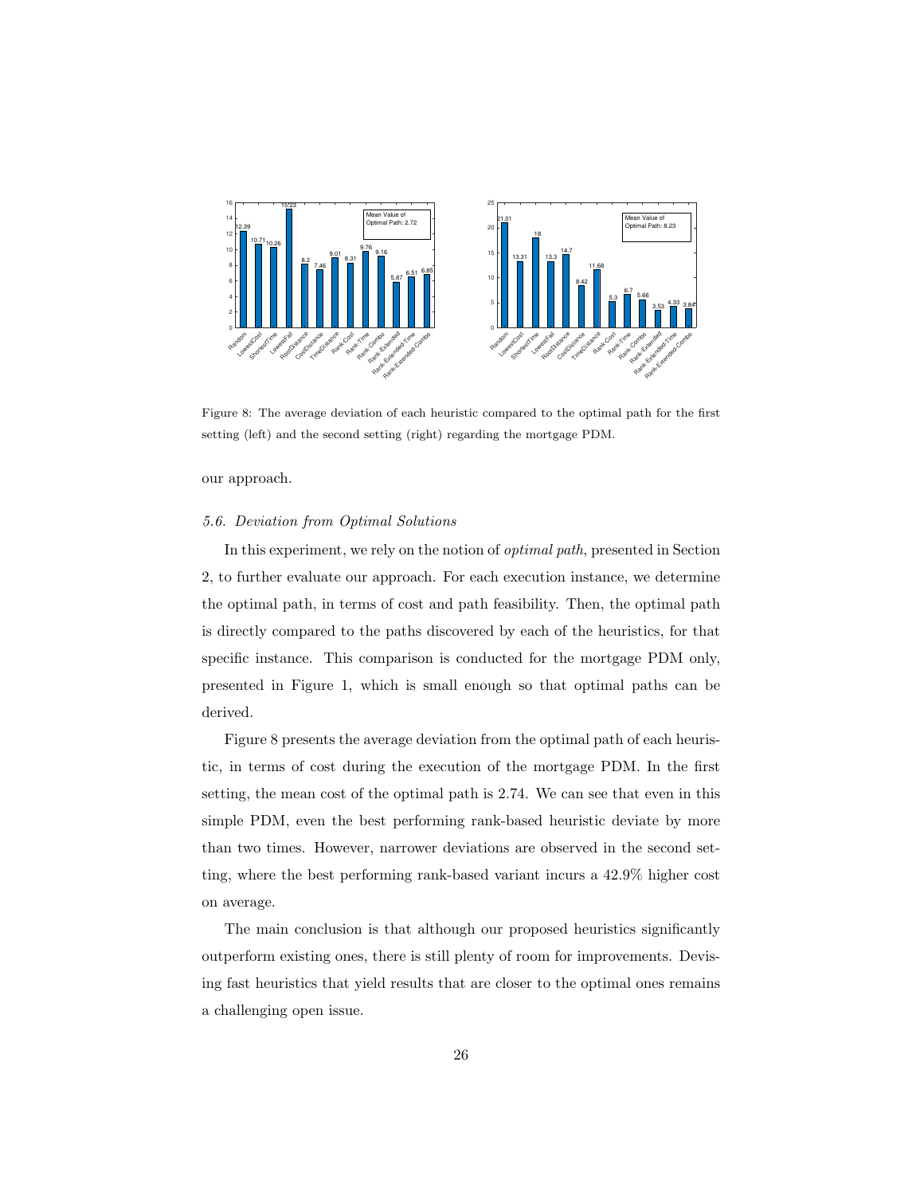Figure 8: The average deviation of each heuristic compared to the optimal path for the first setting (left) and the second setting (right) regarding the mortgage PDM.

our approach.

### 5.6. Deviation from Optimal Solutions

In this experiment, we rely on the notion of *optimal path*, presented in Section 2, to further evaluate our approach. For each execution instance, we determine the optimal path, in terms of cost and path feasibility. Then, the optimal path is directly compared to the paths discovered by each of the heuristics, for that specific instance. This comparison is conducted for the mortgage PDM only, presented in Figure 1, which is small enough so that optimal paths can be derived.

Figure 8 presents the average deviation from the optimal path of each heuristic, in terms of cost during the execution of the mortgage PDM. In the first setting, the mean cost of the optimal path is 2.74. We can see that even in this simple PDM, even the best performing rank-based heuristic deviate by more than two times. However, narrower deviations are observed in the second setting, where the best performing rank-based variant incurs a 42.9% higher cost on average.

The main conclusion is that although our proposed heuristics significantly outperform existing ones, there is still plenty of room for improvements. Devising fast heuristics that yield results that are closer to the optimal ones remains a challenging open issue.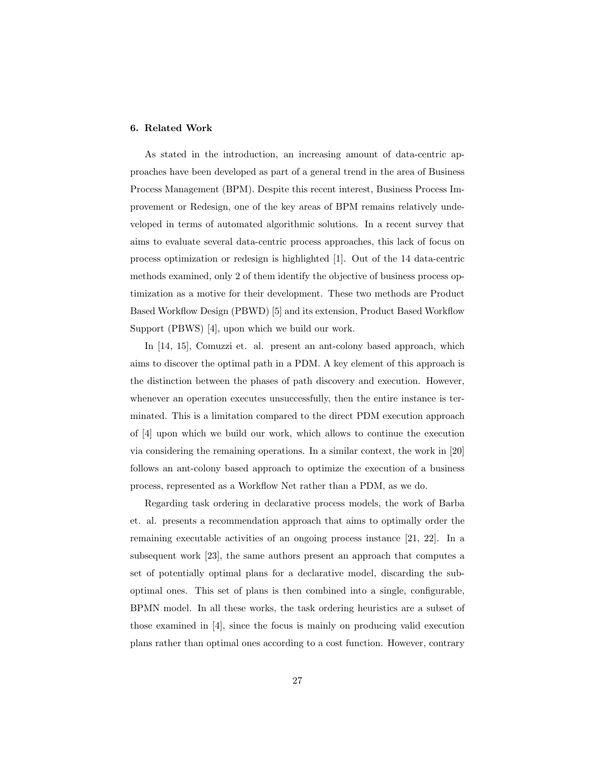## 6. Related Work

As stated in the introduction, an increasing amount of data-centric approaches have been developed as part of a general trend in the area of Business Process Management (BPM). Despite this recent interest, Business Process Improvement or Redesign, one of the key areas of BPM remains relatively undeveloped in terms of automated algorithmic solutions. In a recent survey that aims to evaluate several data-centric process approaches, this lack of focus on process optimization or redesign is highlighted [1]. Out of the 14 data-centric methods examined, only 2 of them identify the objective of business process optimization as a motive for their development. These two methods are Product Based Workflow Design (PBWD) [5] and its extension, Product Based Workflow Support (PBWS) [4], upon which we build our work.

In [14, 15], Comuzzi et. al. present an ant-colony based approach, which aims to discover the optimal path in a PDM. A key element of this approach is the distinction between the phases of path discovery and execution. However, whenever an operation executes unsuccessfully, then the entire instance is terminated. This is a limitation compared to the direct PDM execution approach of [4] upon which we build our work, which allows to continue the execution via considering the remaining operations. In a similar context, the work in [20] follows an ant-colony based approach to optimize the execution of a business process, represented as a Workflow Net rather than a PDM, as we do.

Regarding task ordering in declarative process models, the work of Barba et. al. presents a recommendation approach that aims to optimally order the remaining executable activities of an ongoing process instance [21, 22]. In a subsequent work [23], the same authors present an approach that computes a set of potentially optimal plans for a declarative model, discarding the suboptimal ones. This set of plans is then combined into a single, configurable, BPMN model. In all these works, the task ordering heuristics are a subset of those examined in [4], since the focus is mainly on producing valid execution plans rather than optimal ones according to a cost function. However, contrary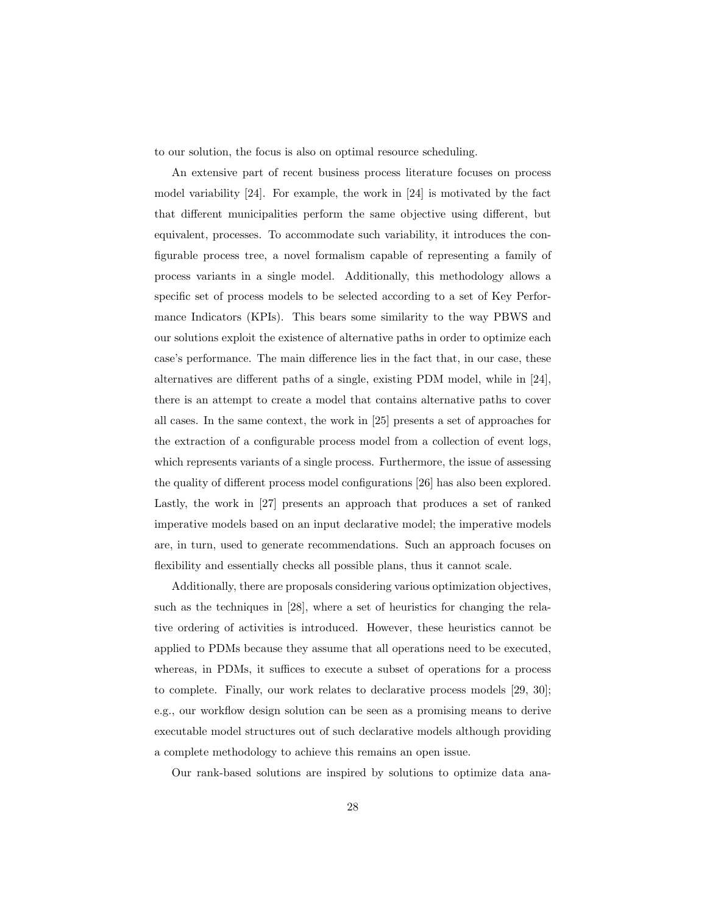to our solution, the focus is also on optimal resource scheduling.

An extensive part of recent business process literature focuses on process model variability [24]. For example, the work in [24] is motivated by the fact that different municipalities perform the same objective using different, but equivalent, processes. To accommodate such variability, it introduces the configurable process tree, a novel formalism capable of representing a family of process variants in a single model. Additionally, this methodology allows a specific set of process models to be selected according to a set of Key Performance Indicators (KPIs). This bears some similarity to the way PBWS and our solutions exploit the existence of alternative paths in order to optimize each case's performance. The main difference lies in the fact that, in our case, these alternatives are different paths of a single, existing PDM model, while in [24], there is an attempt to create a model that contains alternative paths to cover all cases. In the same context, the work in [25] presents a set of approaches for the extraction of a configurable process model from a collection of event logs, which represents variants of a single process. Furthermore, the issue of assessing the quality of different process model configurations [26] has also been explored. Lastly, the work in [27] presents an approach that produces a set of ranked imperative models based on an input declarative model; the imperative models are, in turn, used to generate recommendations. Such an approach focuses on flexibility and essentially checks all possible plans, thus it cannot scale.

Additionally, there are proposals considering various optimization objectives, such as the techniques in [28], where a set of heuristics for changing the relative ordering of activities is introduced. However, these heuristics cannot be applied to PDMs because they assume that all operations need to be executed, whereas, in PDMs, it suffices to execute a subset of operations for a process to complete. Finally, our work relates to declarative process models [29, 30]; e.g., our workflow design solution can be seen as a promising means to derive executable model structures out of such declarative models although providing a complete methodology to achieve this remains an open issue.

Our rank-based solutions are inspired by solutions to optimize data ana-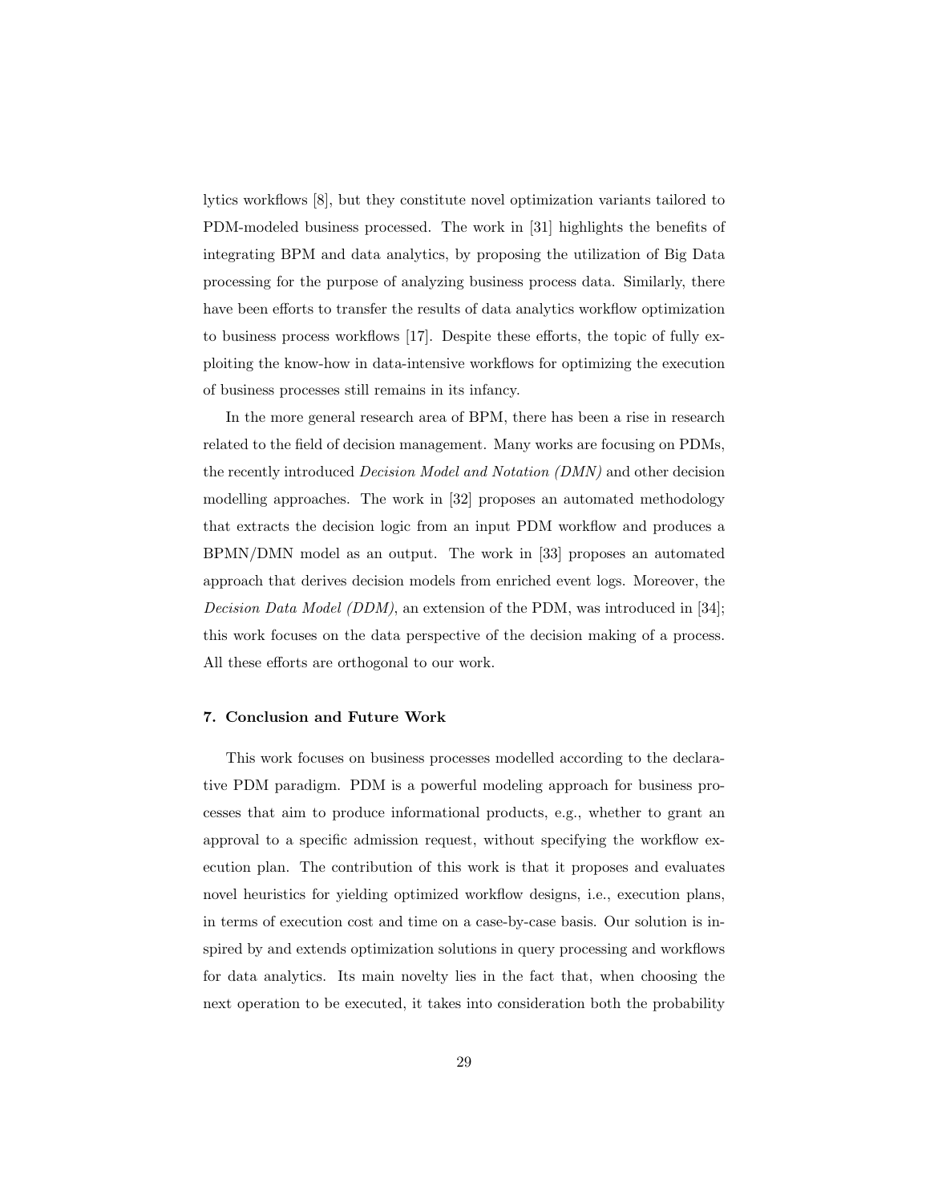lytics workflows [8], but they constitute novel optimization variants tailored to PDM-modeled business processed. The work in [31] highlights the benefits of integrating BPM and data analytics, by proposing the utilization of Big Data processing for the purpose of analyzing business process data. Similarly, there have been efforts to transfer the results of data analytics workflow optimization to business process workflows [17]. Despite these efforts, the topic of fully exploiting the know-how in data-intensive workflows for optimizing the execution of business processes still remains in its infancy.

In the more general research area of BPM, there has been a rise in research related to the field of decision management. Many works are focusing on PDMs, the recently introduced *Decision Model and Notation (DMN)* and other decision modelling approaches. The work in [32] proposes an automated methodology that extracts the decision logic from an input PDM workflow and produces a BPMN/DMN model as an output. The work in [33] proposes an automated approach that derives decision models from enriched event logs. Moreover, the *Decision Data Model (DDM)*, an extension of the PDM, was introduced in [34]; this work focuses on the data perspective of the decision making of a process. All these efforts are orthogonal to our work.

## 7. Conclusion and Future Work

This work focuses on business processes modelled according to the declarative PDM paradigm. PDM is a powerful modeling approach for business processes that aim to produce informational products, e.g., whether to grant an approval to a specific admission request, without specifying the workflow execution plan. The contribution of this work is that it proposes and evaluates novel heuristics for yielding optimized workflow designs, i.e., execution plans, in terms of execution cost and time on a case-by-case basis. Our solution is inspired by and extends optimization solutions in query processing and workflows for data analytics. Its main novelty lies in the fact that, when choosing the next operation to be executed, it takes into consideration both the probability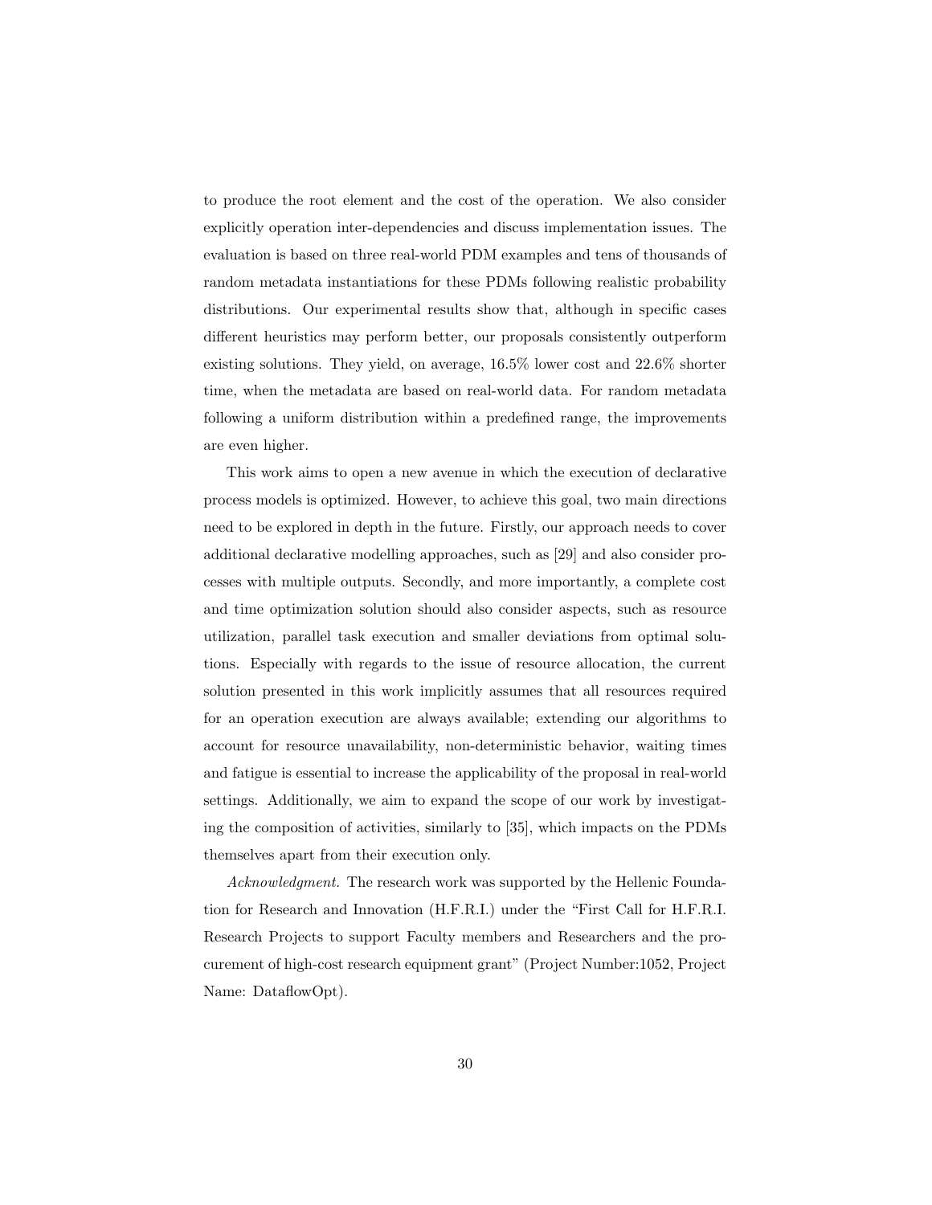to produce the root element and the cost of the operation. We also consider explicitly operation inter-dependencies and discuss implementation issues. The evaluation is based on three real-world PDM examples and tens of thousands of random metadata instantiations for these PDMs following realistic probability distributions. Our experimental results show that, although in specific cases different heuristics may perform better, our proposals consistently outperform existing solutions. They yield, on average, 16.5% lower cost and 22.6% shorter time, when the metadata are based on real-world data. For random metadata following a uniform distribution within a predefined range, the improvements are even higher.

This work aims to open a new avenue in which the execution of declarative process models is optimized. However, to achieve this goal, two main directions need to be explored in depth in the future. Firstly, our approach needs to cover additional declarative modelling approaches, such as [29] and also consider processes with multiple outputs. Secondly, and more importantly, a complete cost and time optimization solution should also consider aspects, such as resource utilization, parallel task execution and smaller deviations from optimal solutions. Especially with regards to the issue of resource allocation, the current solution presented in this work implicitly assumes that all resources required for an operation execution are always available; extending our algorithms to account for resource unavailability, non-deterministic behavior, waiting times and fatigue is essential to increase the applicability of the proposal in real-world settings. Additionally, we aim to expand the scope of our work by investigating the composition of activities, similarly to [35], which impacts on the PDMs themselves apart from their execution only.

*Acknowledgment.* The research work was supported by the Hellenic Foundation for Research and Innovation (H.F.R.I.) under the "First Call for H.F.R.I. Research Projects to support Faculty members and Researchers and the procurement of high-cost research equipment grant" (Project Number:1052, Project Name: DataflowOpt).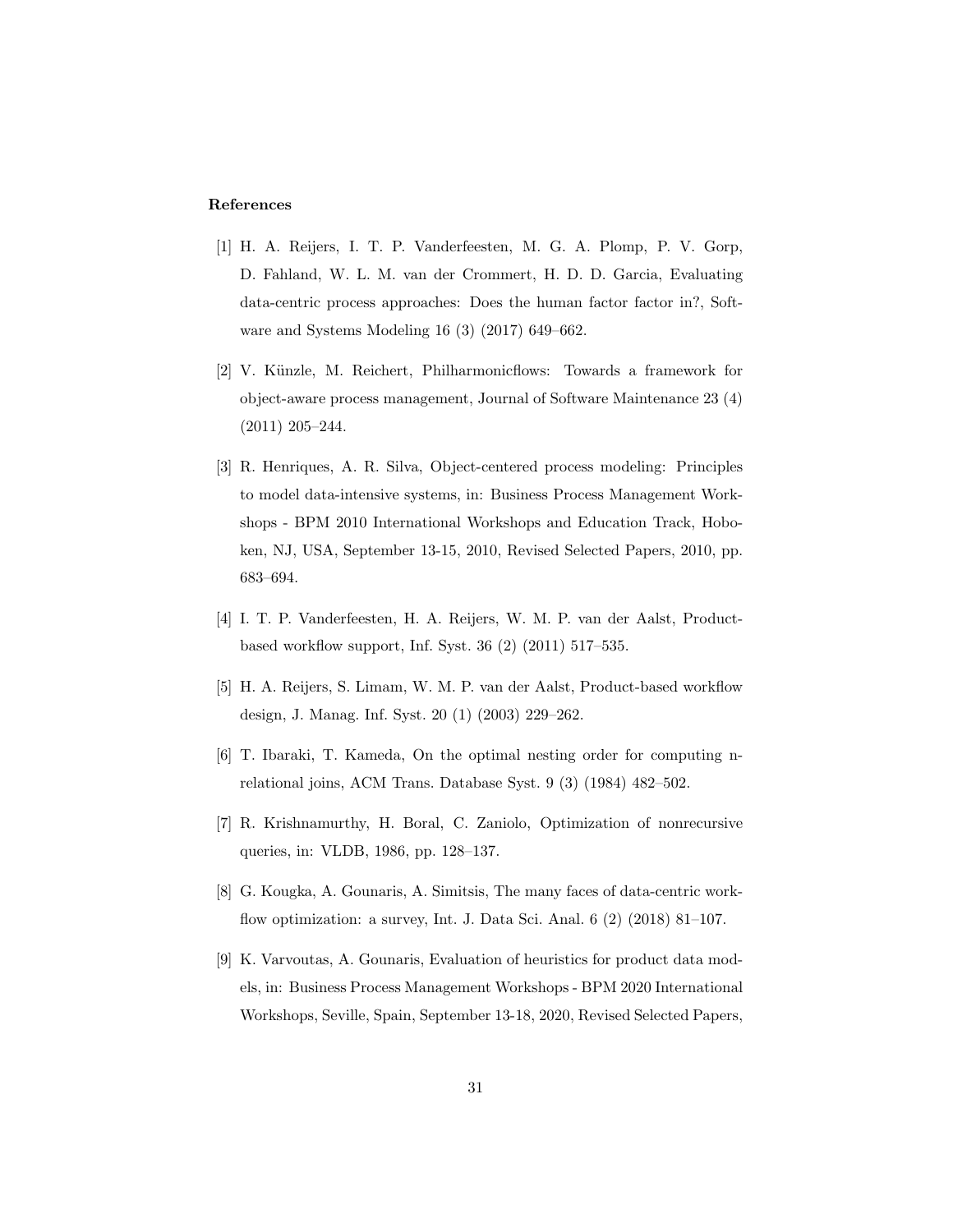## References

[1] H. A. Reijers, I. T. P. Vanderfeesten, M. G. A. Plomp, P. V. Gorp, D. Fahland, W. L. M. van der Crommert, H. D. D. Garcia, Evaluating data-centric process approaches: Does the human factor factor in?, Software and Systems Modeling 16 (3) (2017) 649–662.

[2] V. Künzle, M. Reichert, Philharmonicflows: Towards a framework for object-aware process management, Journal of Software Maintenance 23 (4) (2011) 205–244.

[3] R. Henriques, A. R. Silva, Object-centered process modeling: Principles to model data-intensive systems, in: Business Process Management Workshops - BPM 2010 International Workshops and Education Track, Hoboken, NJ, USA, September 13-15, 2010, Revised Selected Papers, 2010, pp. 683–694.

[4] I. T. P. Vanderfeesten, H. A. Reijers, W. M. P. van der Aalst, Product-based workflow support, Inf. Syst. 36 (2) (2011) 517–535.

[5] H. A. Reijers, S. Limam, W. M. P. van der Aalst, Product-based workflow design, J. Manag. Inf. Syst. 20 (1) (2003) 229–262.

[6] T. Ibaraki, T. Kameda, On the optimal nesting order for computing n-relational joins, ACM Trans. Database Syst. 9 (3) (1984) 482–502.

[7] R. Krishnamurthy, H. Boral, C. Zaniolo, Optimization of nonrecursive queries, in: VLDB, 1986, pp. 128–137.

[8] G. Kougka, A. Gounaris, A. Simitsis, The many faces of data-centric workflow optimization: a survey, Int. J. Data Sci. Anal. 6 (2) (2018) 81–107.

[9] K. Varvoutas, A. Gounaris, Evaluation of heuristics for product data models, in: Business Process Management Workshops - BPM 2020 International Workshops, Seville, Spain, September 13-18, 2020, Revised Selected Papers,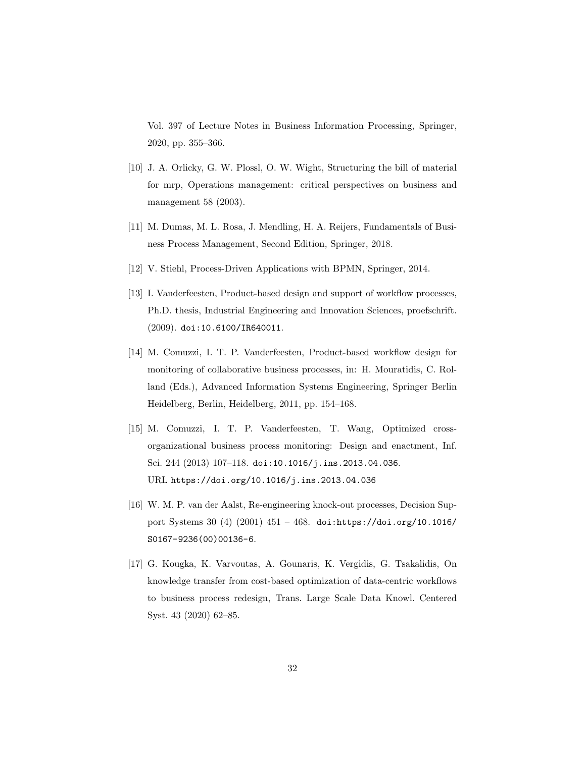Vol. 397 of Lecture Notes in Business Information Processing, Springer, 2020, pp. 355–366.

[10] J. A. Orlicky, G. W. Plossl, O. W. Wight, Structuring the bill of material for mrp, Operations management: critical perspectives on business and management 58 (2003).

[11] M. Dumas, M. L. Rosa, J. Mendling, H. A. Reijers, Fundamentals of Business Process Management, Second Edition, Springer, 2018.

[12] V. Stiehl, Process-Driven Applications with BPMN, Springer, 2014.

[13] I. Vanderfeesten, Product-based design and support of workflow processes, Ph.D. thesis, Industrial Engineering and Innovation Sciences, proefschrift. (2009). `doi:10.6100/IR640011`.

[14] M. Comuzzi, I. T. P. Vanderfeesten, Product-based workflow design for monitoring of collaborative business processes, in: H. Mouratidis, C. Rolland (Eds.), Advanced Information Systems Engineering, Springer Berlin Heidelberg, Berlin, Heidelberg, 2011, pp. 154–168.

[15] M. Comuzzi, I. T. P. Vanderfeesten, T. Wang, Optimized cross-organizational business process monitoring: Design and enactment, Inf. Sci. 244 (2013) 107–118. `doi:10.1016/j.ins.2013.04.036`.
URL `https://doi.org/10.1016/j.ins.2013.04.036`

[16] W. M. P. van der Aalst, Re-engineering knock-out processes, Decision Support Systems 30 (4) (2001) 451 – 468. `doi:https://doi.org/10.1016/S0167-9236(00)00136-6`.

[17] G. Kougka, K. Varvoutas, A. Gounaris, K. Vergidis, G. Tsakalidis, On knowledge transfer from cost-based optimization of data-centric workflows to business process redesign, Trans. Large Scale Data Knowl. Centered Syst. 43 (2020) 62–85.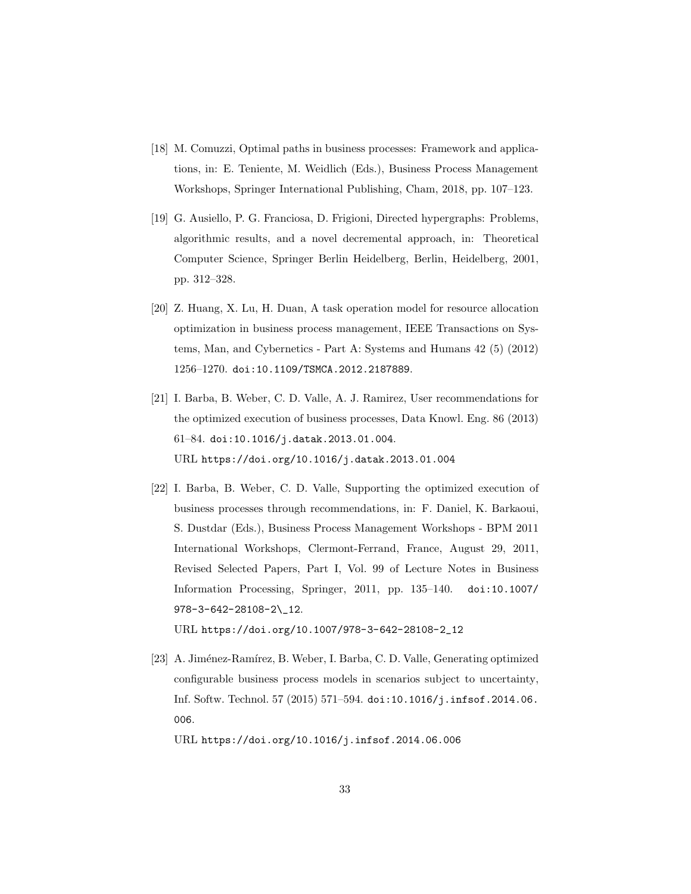[18] M. Comuzzi, Optimal paths in business processes: Framework and applications, in: E. Teniente, M. Weidlich (Eds.), Business Process Management Workshops, Springer International Publishing, Cham, 2018, pp. 107–123.

[19] G. Ausiello, P. G. Franciosa, D. Frigioni, Directed hypergraphs: Problems, algorithmic results, and a novel decremental approach, in: Theoretical Computer Science, Springer Berlin Heidelberg, Berlin, Heidelberg, 2001, pp. 312–328.

[20] Z. Huang, X. Lu, H. Duan, A task operation model for resource allocation optimization in business process management, IEEE Transactions on Systems, Man, and Cybernetics - Part A: Systems and Humans 42 (5) (2012) 1256–1270. doi:10.1109/TSMCA.2012.2187889.

[21] I. Barba, B. Weber, C. D. Valle, A. J. Ramirez, User recommendations for the optimized execution of business processes, Data Knowl. Eng. 86 (2013) 61–84. doi:10.1016/j.datak.2013.01.004.
URL https://doi.org/10.1016/j.datak.2013.01.004

[22] I. Barba, B. Weber, C. D. Valle, Supporting the optimized execution of business processes through recommendations, in: F. Daniel, K. Barkaoui, S. Dustdar (Eds.), Business Process Management Workshops - BPM 2011 International Workshops, Clermont-Ferrand, France, August 29, 2011, Revised Selected Papers, Part I, Vol. 99 of Lecture Notes in Business Information Processing, Springer, 2011, pp. 135–140. doi:10.1007/978-3-642-28108-2\_12.
URL https://doi.org/10.1007/978-3-642-28108-2_12

[23] A. Jiménez-Ramírez, B. Weber, I. Barba, C. D. Valle, Generating optimized configurable business process models in scenarios subject to uncertainty, Inf. Softw. Technol. 57 (2015) 571–594. doi:10.1016/j.infsof.2014.06.006.
URL https://doi.org/10.1016/j.infsof.2014.06.006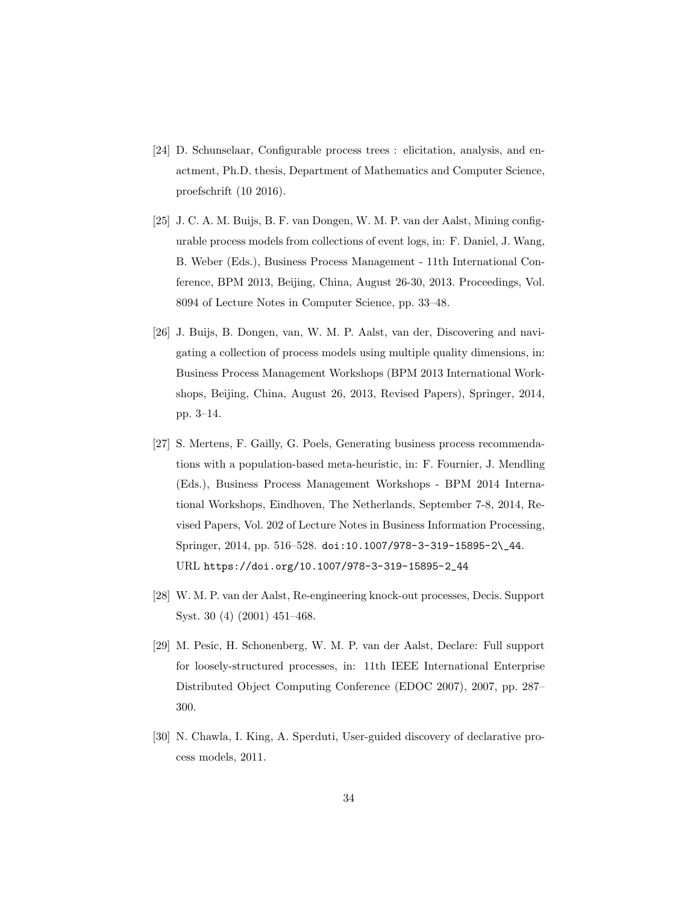[24] D. Schunselaar, Configurable process trees : elicitation, analysis, and enactment, Ph.D. thesis, Department of Mathematics and Computer Science, proefschrift (10 2016).

[25] J. C. A. M. Buijs, B. F. van Dongen, W. M. P. van der Aalst, Mining configurable process models from collections of event logs, in: F. Daniel, J. Wang, B. Weber (Eds.), Business Process Management - 11th International Conference, BPM 2013, Beijing, China, August 26-30, 2013. Proceedings, Vol. 8094 of Lecture Notes in Computer Science, pp. 33–48.

[26] J. Buijs, B. Dongen, van, W. M. P. Aalst, van der, Discovering and navigating a collection of process models using multiple quality dimensions, in: Business Process Management Workshops (BPM 2013 International Workshops, Beijing, China, August 26, 2013, Revised Papers), Springer, 2014, pp. 3–14.

[27] S. Mertens, F. Gailly, G. Poels, Generating business process recommendations with a population-based meta-heuristic, in: F. Fournier, J. Mendling (Eds.), Business Process Management Workshops - BPM 2014 International Workshops, Eindhoven, The Netherlands, September 7-8, 2014, Revised Papers, Vol. 202 of Lecture Notes in Business Information Processing, Springer, 2014, pp. 516–528. `doi:10.1007/978-3-319-15895-2\_44`. URL `https://doi.org/10.1007/978-3-319-15895-2_44`

[28] W. M. P. van der Aalst, Re-engineering knock-out processes, Decis. Support Syst. 30 (4) (2001) 451–468.

[29] M. Pesic, H. Schonenberg, W. M. P. van der Aalst, Declare: Full support for loosely-structured processes, in: 11th IEEE International Enterprise Distributed Object Computing Conference (EDOC 2007), 2007, pp. 287–300.

[30] N. Chawla, I. King, A. Sperduti, User-guided discovery of declarative process models, 2011.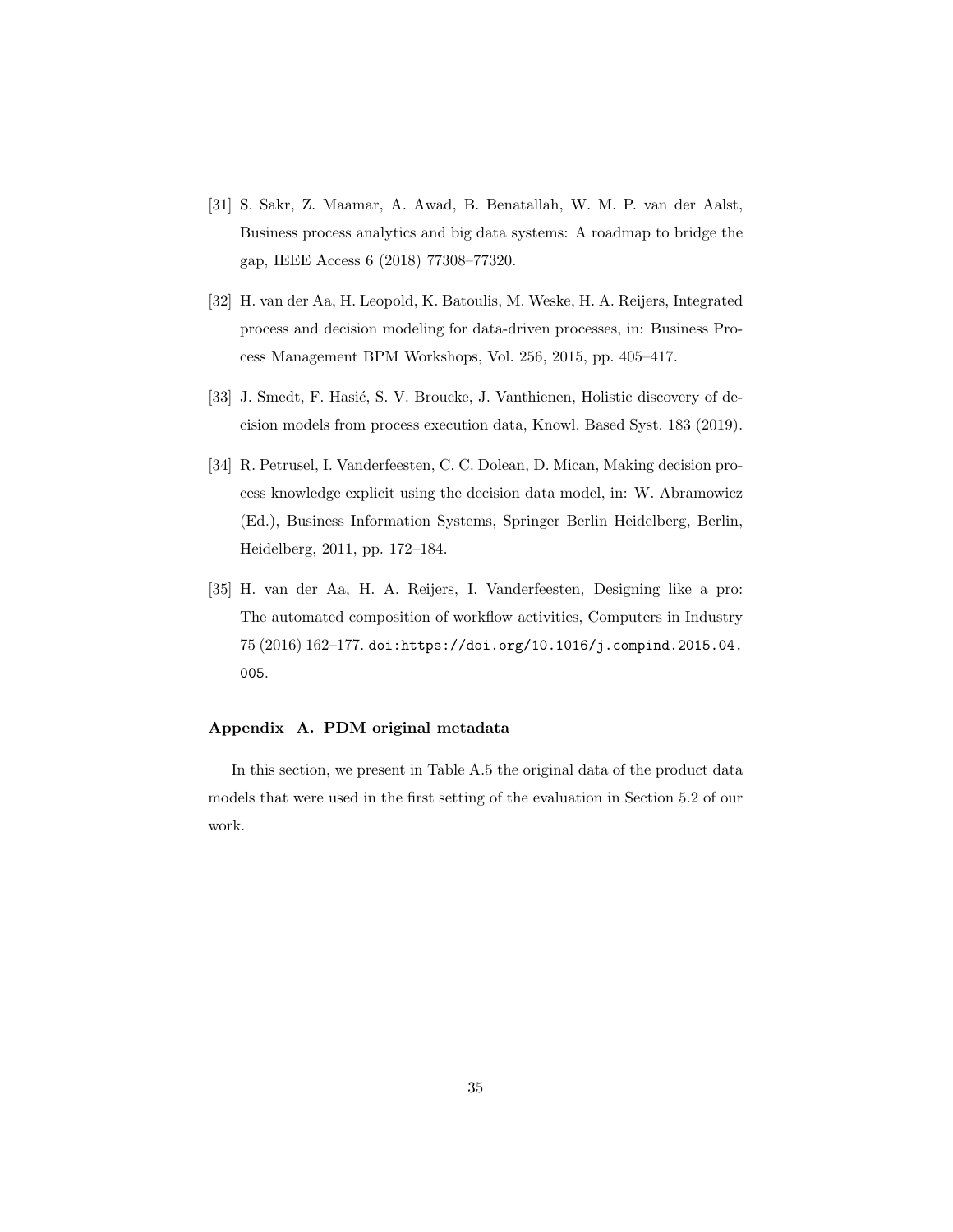[31] S. Sakr, Z. Maamar, A. Awad, B. Benatallah, W. M. P. van der Aalst, Business process analytics and big data systems: A roadmap to bridge the gap, IEEE Access 6 (2018) 77308–77320.

[32] H. van der Aa, H. Leopold, K. Batoulis, M. Weske, H. A. Reijers, Integrated process and decision modeling for data-driven processes, in: Business Process Management BPM Workshops, Vol. 256, 2015, pp. 405–417.

[33] J. Smedt, F. Hasić, S. V. Broucke, J. Vanthienen, Holistic discovery of decision models from process execution data, Knowl. Based Syst. 183 (2019).

[34] R. Petrusel, I. Vanderfeesten, C. C. Dolean, D. Mican, Making decision process knowledge explicit using the decision data model, in: W. Abramowicz (Ed.), Business Information Systems, Springer Berlin Heidelberg, Berlin, Heidelberg, 2011, pp. 172–184.

[35] H. van der Aa, H. A. Reijers, I. Vanderfeesten, Designing like a pro: The automated composition of workflow activities, Computers in Industry 75 (2016) 162–177. doi:https://doi.org/10.1016/j.compind.2015.04.005.

## Appendix A. PDM original metadata

In this section, we present in Table A.5 the original data of the product data models that were used in the first setting of the evaluation in Section 5.2 of our work.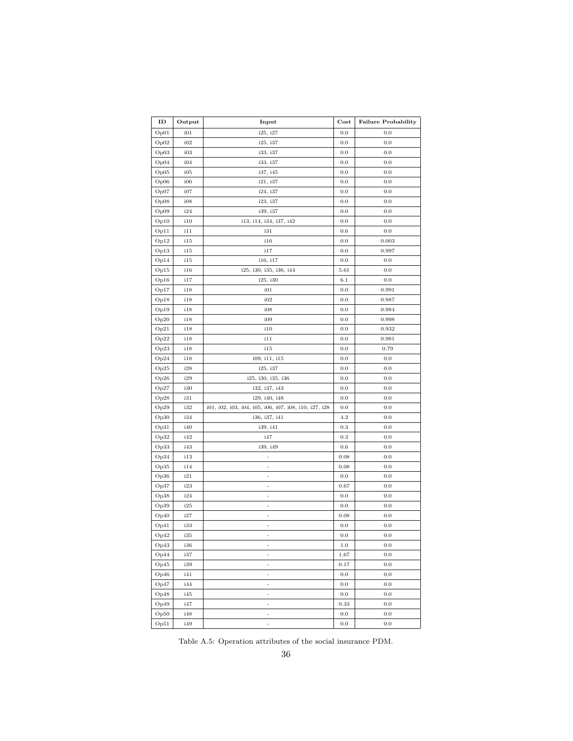| ID | Output | Input | Cost | Failure Probability |
|---|---|---|---|---|
| Op01 | i01 | i25, i27 | 0.0 | 0.0 |
| Op02 | i02 | i25, i37 | 0.0 | 0.0 |
| Op03 | i03 | i33, i37 | 0.0 | 0.0 |
| Op04 | i04 | i33, i37 | 0.0 | 0.0 |
| Op05 | i05 | i37, i45 | 0.0 | 0.0 |
| Op06 | i06 | i21, i37 | 0.0 | 0.0 |
| Op07 | i07 | i24, i37 | 0.0 | 0.0 |
| Op08 | i08 | i23, i37 | 0.0 | 0.0 |
| Op09 | i24 | i39, i37 | 0.0 | 0.0 |
| Op10 | i10 | i13, i14, i34, i37, i42 | 0.0 | 0.0 |
| Op11 | i11 | i31 | 0.6 | 0.0 |
| Op12 | i15 | i16 | 0.0 | 0.003 |
| Op13 | i15 | i17 | 0.0 | 0.997 |
| Op14 | i15 | i16, i17 | 0.0 | 0.0 |
| Op15 | i16 | i25, i30, i35, i36, i44 | 5.61 | 0.0 |
| Op16 | i17 | i25, i30 | 6.1 | 0.0 |
| Op17 | i18 | i01 | 0.0 | 0.991 |
| Op18 | i18 | i02 | 0.0 | 0.987 |
| Op19 | i18 | i08 | 0.0 | 0.984 |
| Op20 | i18 | i09 | 0.0 | 0.998 |
| Op21 | i18 | i10 | 0.0 | 0.932 |
| Op22 | i18 | i11 | 0.0 | 0.981 |
| Op23 | i18 | i15 | 0.0 | 0.79 |
| Op24 | i18 | i09, i11, i15 | 0.0 | 0.0 |
| Op25 | i28 | i25, i37 | 0.0 | 0.0 |
| Op26 | i29 | i25, i30, i35, i36 | 0.0 | 0.0 |
| Op27 | i30 | i32, i37, i43 | 0.0 | 0.0 |
| Op28 | i31 | i29, i40, i48 | 0.0 | 0.0 |
| Op29 | i32 | i01, i02, i03, i04, i05, i06, i07, i08, i10, i27, i28 | 0.0 | 0.0 |
| Op30 | i34 | i36, i37, i41 | 4.2 | 0.0 |
| Op31 | i40 | i39, i41 | 0.3 | 0.0 |
| Op32 | i42 | i47 | 0.3 | 0.0 |
| Op33 | i43 | i39, i49 | 0.6 | 0.0 |
| Op34 | i13 | - | 0.08 | 0.0 |
| Op35 | i14 | - | 0.08 | 0.0 |
| Op36 | i21 | - | 0.0 | 0.0 |
| Op37 | i23 | - | 0.67 | 0.0 |
| Op38 | i24 | - | 0.0 | 0.0 |
| Op39 | i25 | - | 0.0 | 0.0 |
| Op40 | i27 | - | 0.08 | 0.0 |
| Op41 | i33 | - | 0.0 | 0.0 |
| Op42 | i35 | - | 0.0 | 0.0 |
| Op43 | i36 | - | 1.0 | 0.0 |
| Op44 | i37 | - | 1.67 | 0.0 |
| Op45 | i39 | - | 0.17 | 0.0 |
| Op46 | i41 | - | 0.0 | 0.0 |
| Op47 | i44 | - | 0.0 | 0.0 |
| Op48 | i45 | - | 0.0 | 0.0 |
| Op49 | i47 | - | 0.33 | 0.0 |
| Op50 | i48 | - | 0.0 | 0.0 |
| Op51 | i49 | - | 0.0 | 0.0 |

Table A.5: Operation attributes of the social insurance PDM.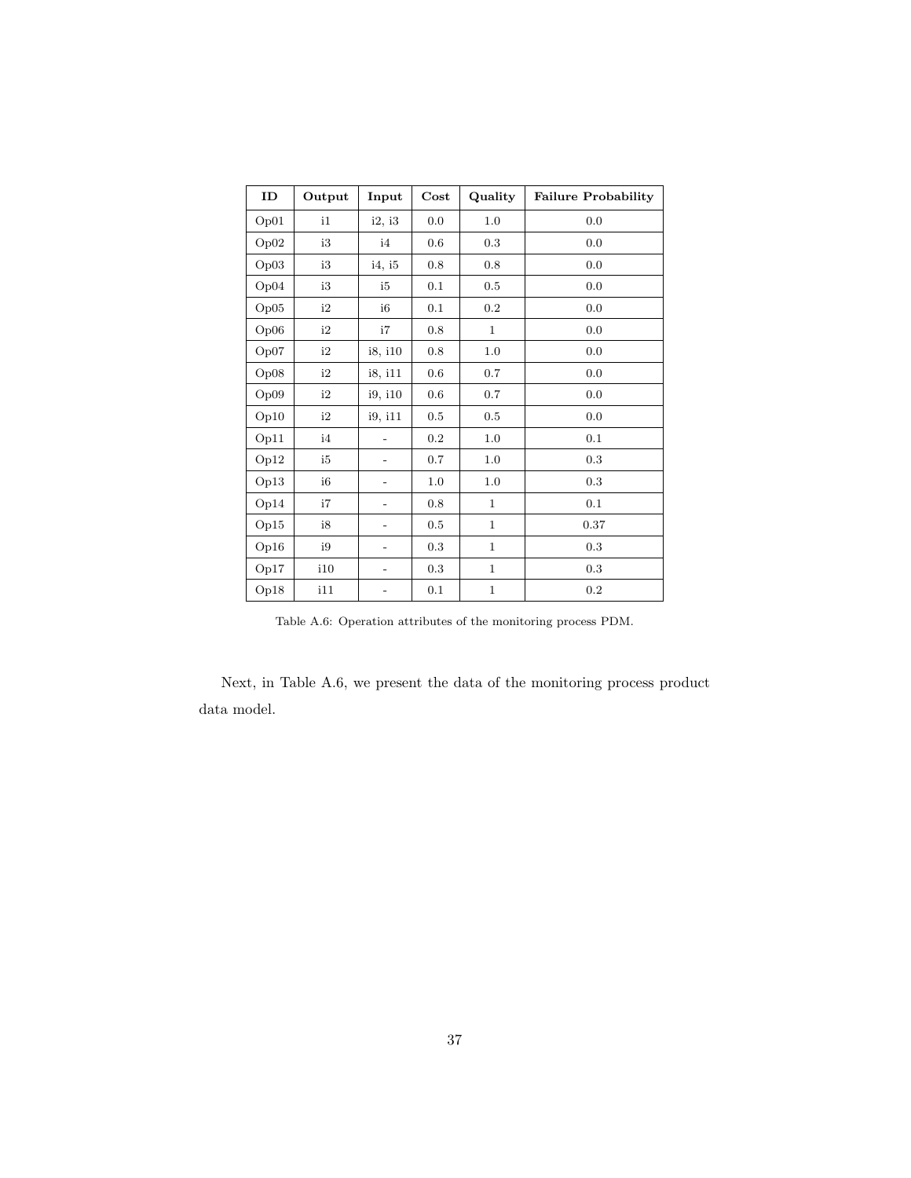| ID | Output | Input | Cost | Quality | Failure Probability |
|---|---|---|---|---|---|
| Op01 | i1 | i2, i3 | 0.0 | 1.0 | 0.0 |
| Op02 | i3 | i4 | 0.6 | 0.3 | 0.0 |
| Op03 | i3 | i4, i5 | 0.8 | 0.8 | 0.0 |
| Op04 | i3 | i5 | 0.1 | 0.5 | 0.0 |
| Op05 | i2 | i6 | 0.1 | 0.2 | 0.0 |
| Op06 | i2 | i7 | 0.8 | 1 | 0.0 |
| Op07 | i2 | i8, i10 | 0.8 | 1.0 | 0.0 |
| Op08 | i2 | i8, i11 | 0.6 | 0.7 | 0.0 |
| Op09 | i2 | i9, i10 | 0.6 | 0.7 | 0.0 |
| Op10 | i2 | i9, i11 | 0.5 | 0.5 | 0.0 |
| Op11 | i4 | - | 0.2 | 1.0 | 0.1 |
| Op12 | i5 | - | 0.7 | 1.0 | 0.3 |
| Op13 | i6 | - | 1.0 | 1.0 | 0.3 |
| Op14 | i7 | - | 0.8 | 1 | 0.1 |
| Op15 | i8 | - | 0.5 | 1 | 0.37 |
| Op16 | i9 | - | 0.3 | 1 | 0.3 |
| Op17 | i10 | - | 0.3 | 1 | 0.3 |
| Op18 | i11 | - | 0.1 | 1 | 0.2 |

Table A.6: Operation attributes of the monitoring process PDM.

Next, in Table A.6, we present the data of the monitoring process product data model.